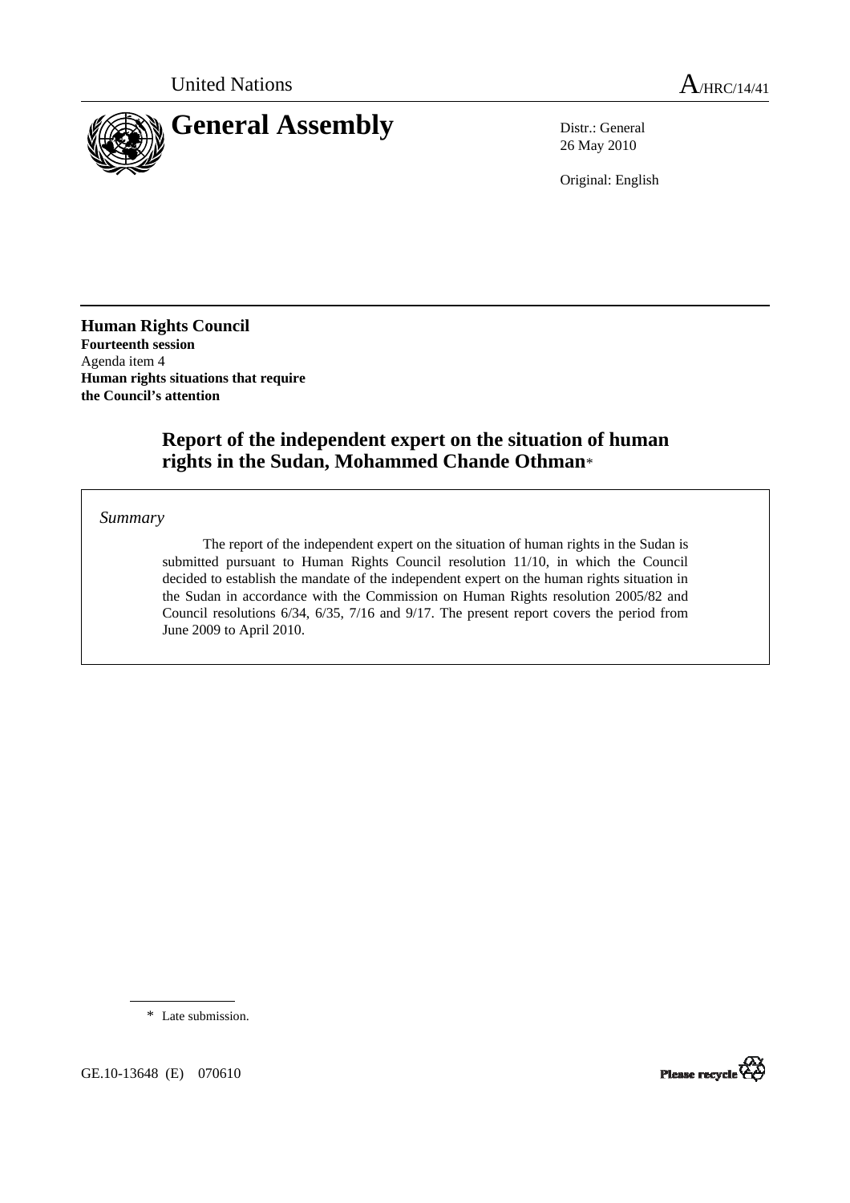United Nations A/HRC/14/41

# General Assembly

Distr.: General
26 May 2010

Original: English

**Human Rights Council**
**Fourteenth session**
Agenda item 4
**Human rights situations that require the Council's attention**

## Report of the independent expert on the situation of human rights in the Sudan, Mohammed Chande Othman*

*Summary*

The report of the independent expert on the situation of human rights in the Sudan is submitted pursuant to Human Rights Council resolution 11/10, in which the Council decided to establish the mandate of the independent expert on the human rights situation in the Sudan in accordance with the Commission on Human Rights resolution 2005/82 and Council resolutions 6/34, 6/35, 7/16 and 9/17. The present report covers the period from June 2009 to April 2010.

\* Late submission.

GE.10-13648 (E) 070610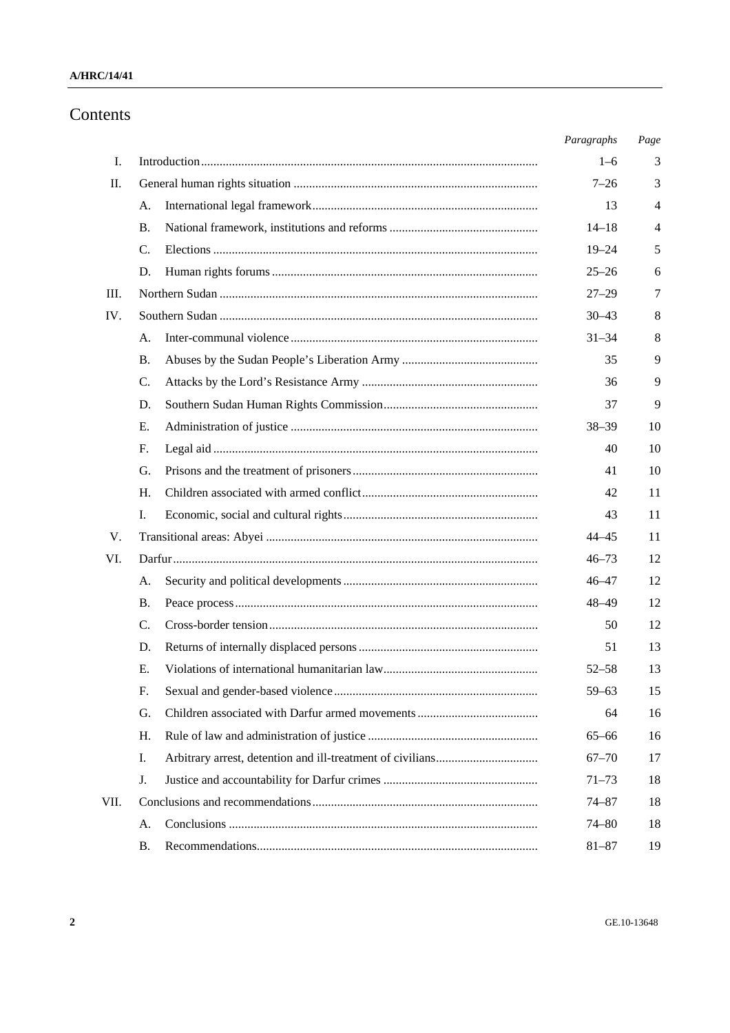# Contents

| | | | Paragraphs | Page |
|---|---|---|---|---|
| I. | Introduction | | 1–6 | 3 |
| II. | General human rights situation | | 7–26 | 3 |
| | A. | International legal framework | 13 | 4 |
| | B. | National framework, institutions and reforms | 14–18 | 4 |
| | C. | Elections | 19–24 | 5 |
| | D. | Human rights forums | 25–26 | 6 |
| III. | Northern Sudan | | 27–29 | 7 |
| IV. | Southern Sudan | | 30–43 | 8 |
| | A. | Inter-communal violence | 31–34 | 8 |
| | B. | Abuses by the Sudan People's Liberation Army | 35 | 9 |
| | C. | Attacks by the Lord's Resistance Army | 36 | 9 |
| | D. | Southern Sudan Human Rights Commission | 37 | 9 |
| | E. | Administration of justice | 38–39 | 10 |
| | F. | Legal aid | 40 | 10 |
| | G. | Prisons and the treatment of prisoners | 41 | 10 |
| | H. | Children associated with armed conflict | 42 | 11 |
| | I. | Economic, social and cultural rights | 43 | 11 |
| V. | Transitional areas: Abyei | | 44–45 | 11 |
| VI. | Darfur | | 46–73 | 12 |
| | A. | Security and political developments | 46–47 | 12 |
| | B. | Peace process | 48–49 | 12 |
| | C. | Cross-border tension | 50 | 12 |
| | D. | Returns of internally displaced persons | 51 | 13 |
| | E. | Violations of international humanitarian law | 52–58 | 13 |
| | F. | Sexual and gender-based violence | 59–63 | 15 |
| | G. | Children associated with Darfur armed movements | 64 | 16 |
| | H. | Rule of law and administration of justice | 65–66 | 16 |
| | I. | Arbitrary arrest, detention and ill-treatment of civilians | 67–70 | 17 |
| | J. | Justice and accountability for Darfur crimes | 71–73 | 18 |
| VII. | Conclusions and recommendations | | 74–87 | 18 |
| | A. | Conclusions | 74–80 | 18 |
| | B. | Recommendations | 81–87 | 19 |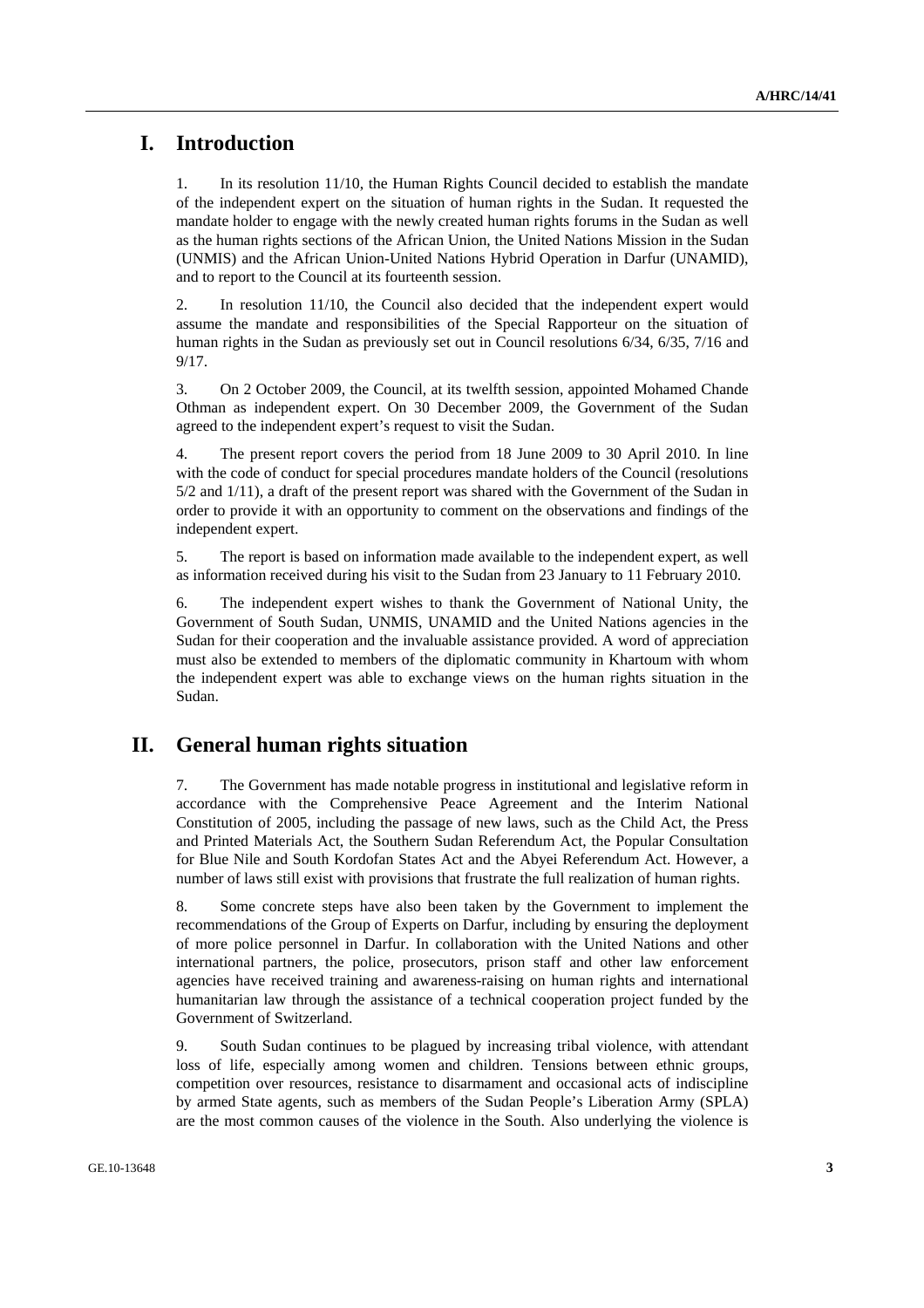# I. Introduction

1. In its resolution 11/10, the Human Rights Council decided to establish the mandate of the independent expert on the situation of human rights in the Sudan. It requested the mandate holder to engage with the newly created human rights forums in the Sudan as well as the human rights sections of the African Union, the United Nations Mission in the Sudan (UNMIS) and the African Union-United Nations Hybrid Operation in Darfur (UNAMID), and to report to the Council at its fourteenth session.

2. In resolution 11/10, the Council also decided that the independent expert would assume the mandate and responsibilities of the Special Rapporteur on the situation of human rights in the Sudan as previously set out in Council resolutions 6/34, 6/35, 7/16 and 9/17.

3. On 2 October 2009, the Council, at its twelfth session, appointed Mohamed Chande Othman as independent expert. On 30 December 2009, the Government of the Sudan agreed to the independent expert's request to visit the Sudan.

4. The present report covers the period from 18 June 2009 to 30 April 2010. In line with the code of conduct for special procedures mandate holders of the Council (resolutions 5/2 and 1/11), a draft of the present report was shared with the Government of the Sudan in order to provide it with an opportunity to comment on the observations and findings of the independent expert.

5. The report is based on information made available to the independent expert, as well as information received during his visit to the Sudan from 23 January to 11 February 2010.

6. The independent expert wishes to thank the Government of National Unity, the Government of South Sudan, UNMIS, UNAMID and the United Nations agencies in the Sudan for their cooperation and the invaluable assistance provided. A word of appreciation must also be extended to members of the diplomatic community in Khartoum with whom the independent expert was able to exchange views on the human rights situation in the Sudan.

# II. General human rights situation

7. The Government has made notable progress in institutional and legislative reform in accordance with the Comprehensive Peace Agreement and the Interim National Constitution of 2005, including the passage of new laws, such as the Child Act, the Press and Printed Materials Act, the Southern Sudan Referendum Act, the Popular Consultation for Blue Nile and South Kordofan States Act and the Abyei Referendum Act. However, a number of laws still exist with provisions that frustrate the full realization of human rights.

8. Some concrete steps have also been taken by the Government to implement the recommendations of the Group of Experts on Darfur, including by ensuring the deployment of more police personnel in Darfur. In collaboration with the United Nations and other international partners, the police, prosecutors, prison staff and other law enforcement agencies have received training and awareness-raising on human rights and international humanitarian law through the assistance of a technical cooperation project funded by the Government of Switzerland.

9. South Sudan continues to be plagued by increasing tribal violence, with attendant loss of life, especially among women and children. Tensions between ethnic groups, competition over resources, resistance to disarmament and occasional acts of indiscipline by armed State agents, such as members of the Sudan People's Liberation Army (SPLA) are the most common causes of the violence in the South. Also underlying the violence is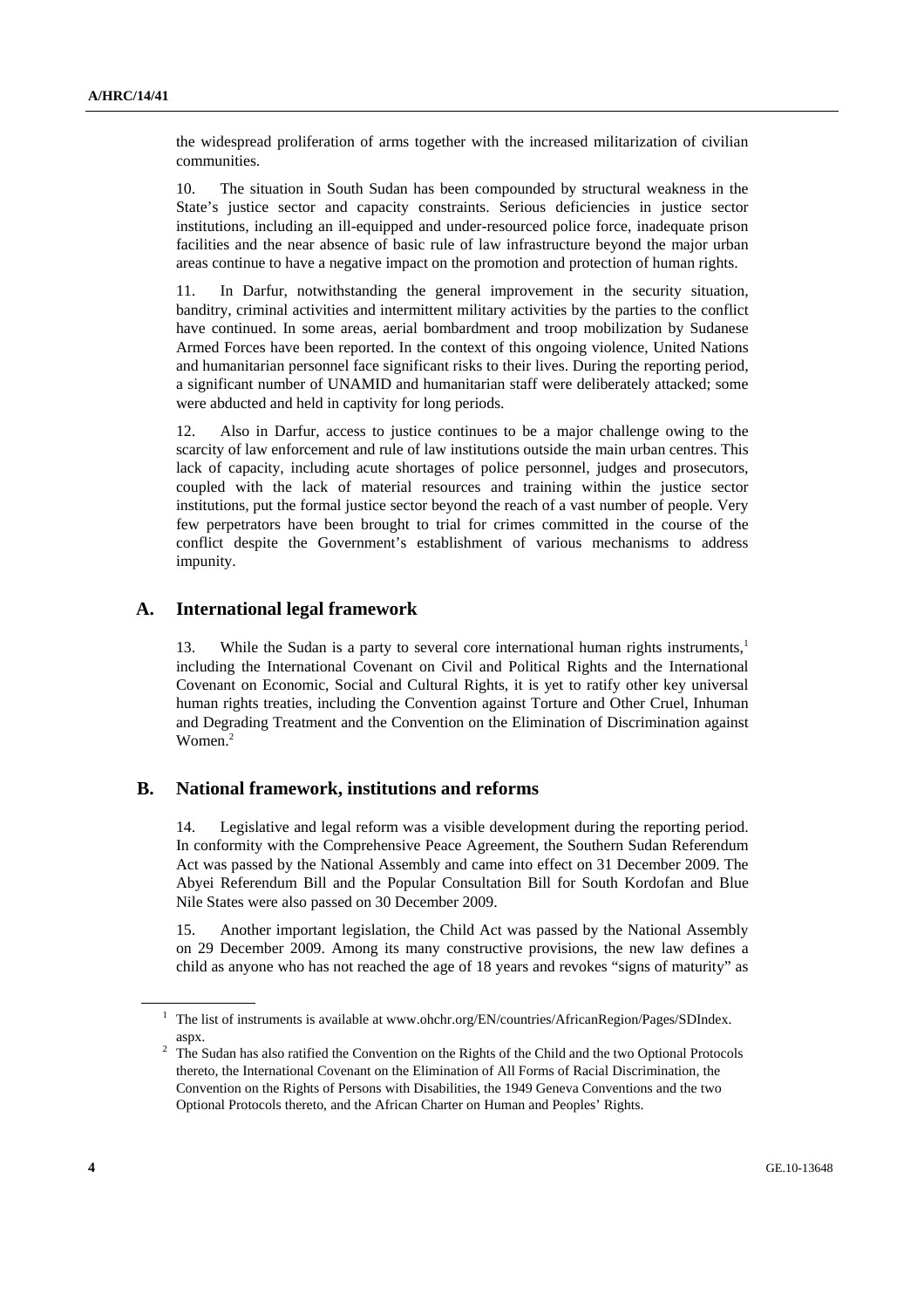the widespread proliferation of arms together with the increased militarization of civilian communities.

10. The situation in South Sudan has been compounded by structural weakness in the State's justice sector and capacity constraints. Serious deficiencies in justice sector institutions, including an ill-equipped and under-resourced police force, inadequate prison facilities and the near absence of basic rule of law infrastructure beyond the major urban areas continue to have a negative impact on the promotion and protection of human rights.

11. In Darfur, notwithstanding the general improvement in the security situation, banditry, criminal activities and intermittent military activities by the parties to the conflict have continued. In some areas, aerial bombardment and troop mobilization by Sudanese Armed Forces have been reported. In the context of this ongoing violence, United Nations and humanitarian personnel face significant risks to their lives. During the reporting period, a significant number of UNAMID and humanitarian staff were deliberately attacked; some were abducted and held in captivity for long periods.

12. Also in Darfur, access to justice continues to be a major challenge owing to the scarcity of law enforcement and rule of law institutions outside the main urban centres. This lack of capacity, including acute shortages of police personnel, judges and prosecutors, coupled with the lack of material resources and training within the justice sector institutions, put the formal justice sector beyond the reach of a vast number of people. Very few perpetrators have been brought to trial for crimes committed in the course of the conflict despite the Government's establishment of various mechanisms to address impunity.

## A. International legal framework

13. While the Sudan is a party to several core international human rights instruments,[1] including the International Covenant on Civil and Political Rights and the International Covenant on Economic, Social and Cultural Rights, it is yet to ratify other key universal human rights treaties, including the Convention against Torture and Other Cruel, Inhuman and Degrading Treatment and the Convention on the Elimination of Discrimination against Women.[2]

## B. National framework, institutions and reforms

14. Legislative and legal reform was a visible development during the reporting period. In conformity with the Comprehensive Peace Agreement, the Southern Sudan Referendum Act was passed by the National Assembly and came into effect on 31 December 2009. The Abyei Referendum Bill and the Popular Consultation Bill for South Kordofan and Blue Nile States were also passed on 30 December 2009.

15. Another important legislation, the Child Act was passed by the National Assembly on 29 December 2009. Among its many constructive provisions, the new law defines a child as anyone who has not reached the age of 18 years and revokes "signs of maturity" as

---

[1] The list of instruments is available at www.ohchr.org/EN/countries/AfricanRegion/Pages/SDIndex.aspx.

[2] The Sudan has also ratified the Convention on the Rights of the Child and the two Optional Protocols thereto, the International Covenant on the Elimination of All Forms of Racial Discrimination, the Convention on the Rights of Persons with Disabilities, the 1949 Geneva Conventions and the two Optional Protocols thereto, and the African Charter on Human and Peoples' Rights.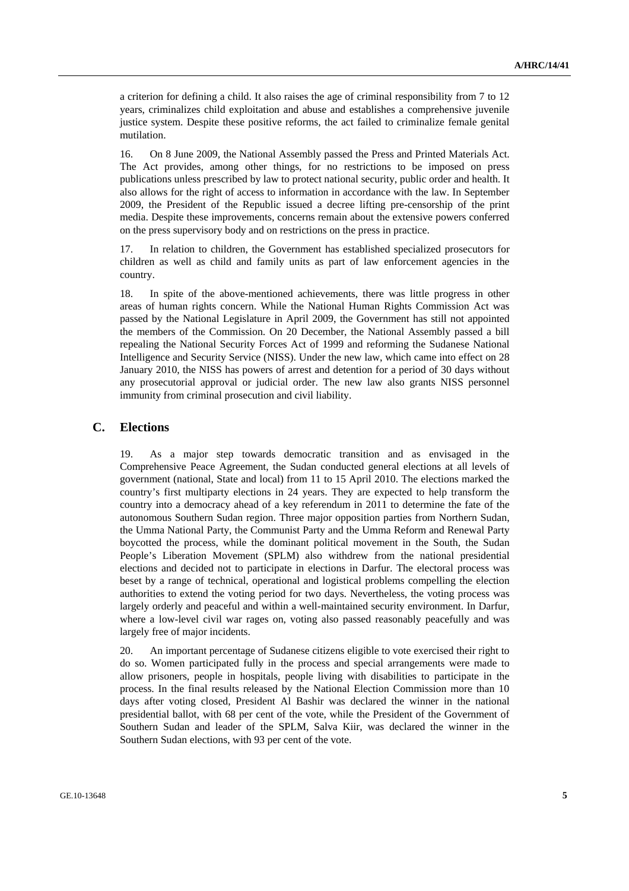a criterion for defining a child. It also raises the age of criminal responsibility from 7 to 12 years, criminalizes child exploitation and abuse and establishes a comprehensive juvenile justice system. Despite these positive reforms, the act failed to criminalize female genital mutilation.

16. On 8 June 2009, the National Assembly passed the Press and Printed Materials Act. The Act provides, among other things, for no restrictions to be imposed on press publications unless prescribed by law to protect national security, public order and health. It also allows for the right of access to information in accordance with the law. In September 2009, the President of the Republic issued a decree lifting pre-censorship of the print media. Despite these improvements, concerns remain about the extensive powers conferred on the press supervisory body and on restrictions on the press in practice.

17. In relation to children, the Government has established specialized prosecutors for children as well as child and family units as part of law enforcement agencies in the country.

18. In spite of the above-mentioned achievements, there was little progress in other areas of human rights concern. While the National Human Rights Commission Act was passed by the National Legislature in April 2009, the Government has still not appointed the members of the Commission. On 20 December, the National Assembly passed a bill repealing the National Security Forces Act of 1999 and reforming the Sudanese National Intelligence and Security Service (NISS). Under the new law, which came into effect on 28 January 2010, the NISS has powers of arrest and detention for a period of 30 days without any prosecutorial approval or judicial order. The new law also grants NISS personnel immunity from criminal prosecution and civil liability.

## C. Elections

19. As a major step towards democratic transition and as envisaged in the Comprehensive Peace Agreement, the Sudan conducted general elections at all levels of government (national, State and local) from 11 to 15 April 2010. The elections marked the country's first multiparty elections in 24 years. They are expected to help transform the country into a democracy ahead of a key referendum in 2011 to determine the fate of the autonomous Southern Sudan region. Three major opposition parties from Northern Sudan, the Umma National Party, the Communist Party and the Umma Reform and Renewal Party boycotted the process, while the dominant political movement in the South, the Sudan People's Liberation Movement (SPLM) also withdrew from the national presidential elections and decided not to participate in elections in Darfur. The electoral process was beset by a range of technical, operational and logistical problems compelling the election authorities to extend the voting period for two days. Nevertheless, the voting process was largely orderly and peaceful and within a well-maintained security environment. In Darfur, where a low-level civil war rages on, voting also passed reasonably peacefully and was largely free of major incidents.

20. An important percentage of Sudanese citizens eligible to vote exercised their right to do so. Women participated fully in the process and special arrangements were made to allow prisoners, people in hospitals, people living with disabilities to participate in the process. In the final results released by the National Election Commission more than 10 days after voting closed, President Al Bashir was declared the winner in the national presidential ballot, with 68 per cent of the vote, while the President of the Government of Southern Sudan and leader of the SPLM, Salva Kiir, was declared the winner in the Southern Sudan elections, with 93 per cent of the vote.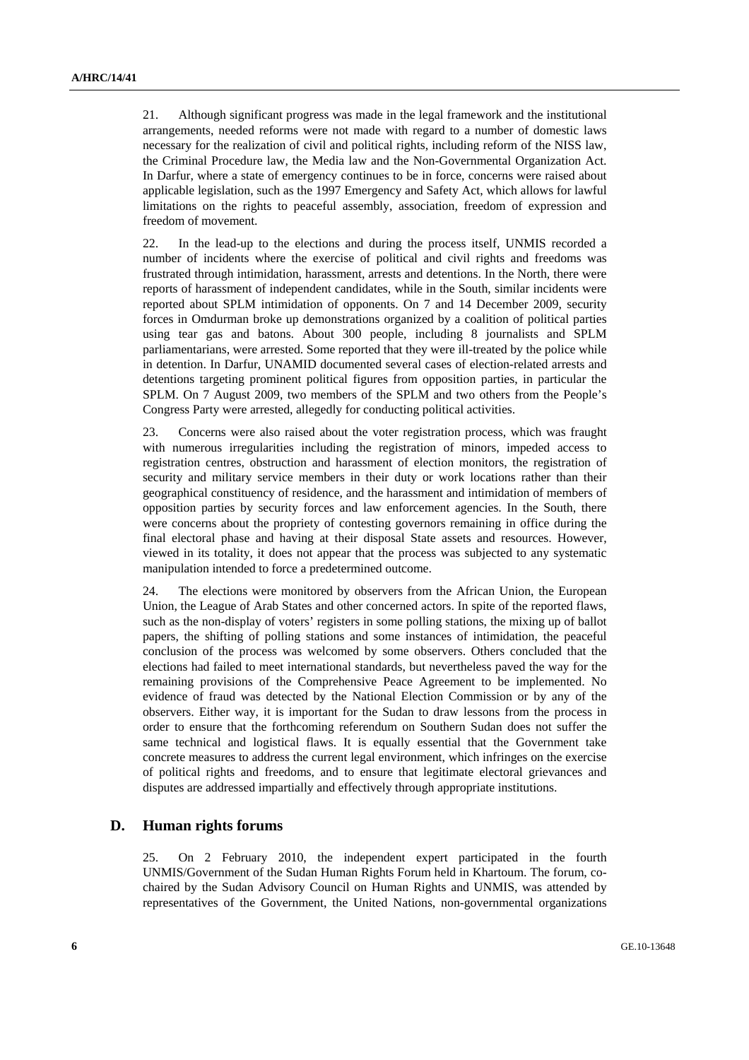21. Although significant progress was made in the legal framework and the institutional arrangements, needed reforms were not made with regard to a number of domestic laws necessary for the realization of civil and political rights, including reform of the NISS law, the Criminal Procedure law, the Media law and the Non-Governmental Organization Act. In Darfur, where a state of emergency continues to be in force, concerns were raised about applicable legislation, such as the 1997 Emergency and Safety Act, which allows for lawful limitations on the rights to peaceful assembly, association, freedom of expression and freedom of movement.

22. In the lead-up to the elections and during the process itself, UNMIS recorded a number of incidents where the exercise of political and civil rights and freedoms was frustrated through intimidation, harassment, arrests and detentions. In the North, there were reports of harassment of independent candidates, while in the South, similar incidents were reported about SPLM intimidation of opponents. On 7 and 14 December 2009, security forces in Omdurman broke up demonstrations organized by a coalition of political parties using tear gas and batons. About 300 people, including 8 journalists and SPLM parliamentarians, were arrested. Some reported that they were ill-treated by the police while in detention. In Darfur, UNAMID documented several cases of election-related arrests and detentions targeting prominent political figures from opposition parties, in particular the SPLM. On 7 August 2009, two members of the SPLM and two others from the People's Congress Party were arrested, allegedly for conducting political activities.

23. Concerns were also raised about the voter registration process, which was fraught with numerous irregularities including the registration of minors, impeded access to registration centres, obstruction and harassment of election monitors, the registration of security and military service members in their duty or work locations rather than their geographical constituency of residence, and the harassment and intimidation of members of opposition parties by security forces and law enforcement agencies. In the South, there were concerns about the propriety of contesting governors remaining in office during the final electoral phase and having at their disposal State assets and resources. However, viewed in its totality, it does not appear that the process was subjected to any systematic manipulation intended to force a predetermined outcome.

24. The elections were monitored by observers from the African Union, the European Union, the League of Arab States and other concerned actors. In spite of the reported flaws, such as the non-display of voters' registers in some polling stations, the mixing up of ballot papers, the shifting of polling stations and some instances of intimidation, the peaceful conclusion of the process was welcomed by some observers. Others concluded that the elections had failed to meet international standards, but nevertheless paved the way for the remaining provisions of the Comprehensive Peace Agreement to be implemented. No evidence of fraud was detected by the National Election Commission or by any of the observers. Either way, it is important for the Sudan to draw lessons from the process in order to ensure that the forthcoming referendum on Southern Sudan does not suffer the same technical and logistical flaws. It is equally essential that the Government take concrete measures to address the current legal environment, which infringes on the exercise of political rights and freedoms, and to ensure that legitimate electoral grievances and disputes are addressed impartially and effectively through appropriate institutions.

## D. Human rights forums

25. On 2 February 2010, the independent expert participated in the fourth UNMIS/Government of the Sudan Human Rights Forum held in Khartoum. The forum, co-chaired by the Sudan Advisory Council on Human Rights and UNMIS, was attended by representatives of the Government, the United Nations, non-governmental organizations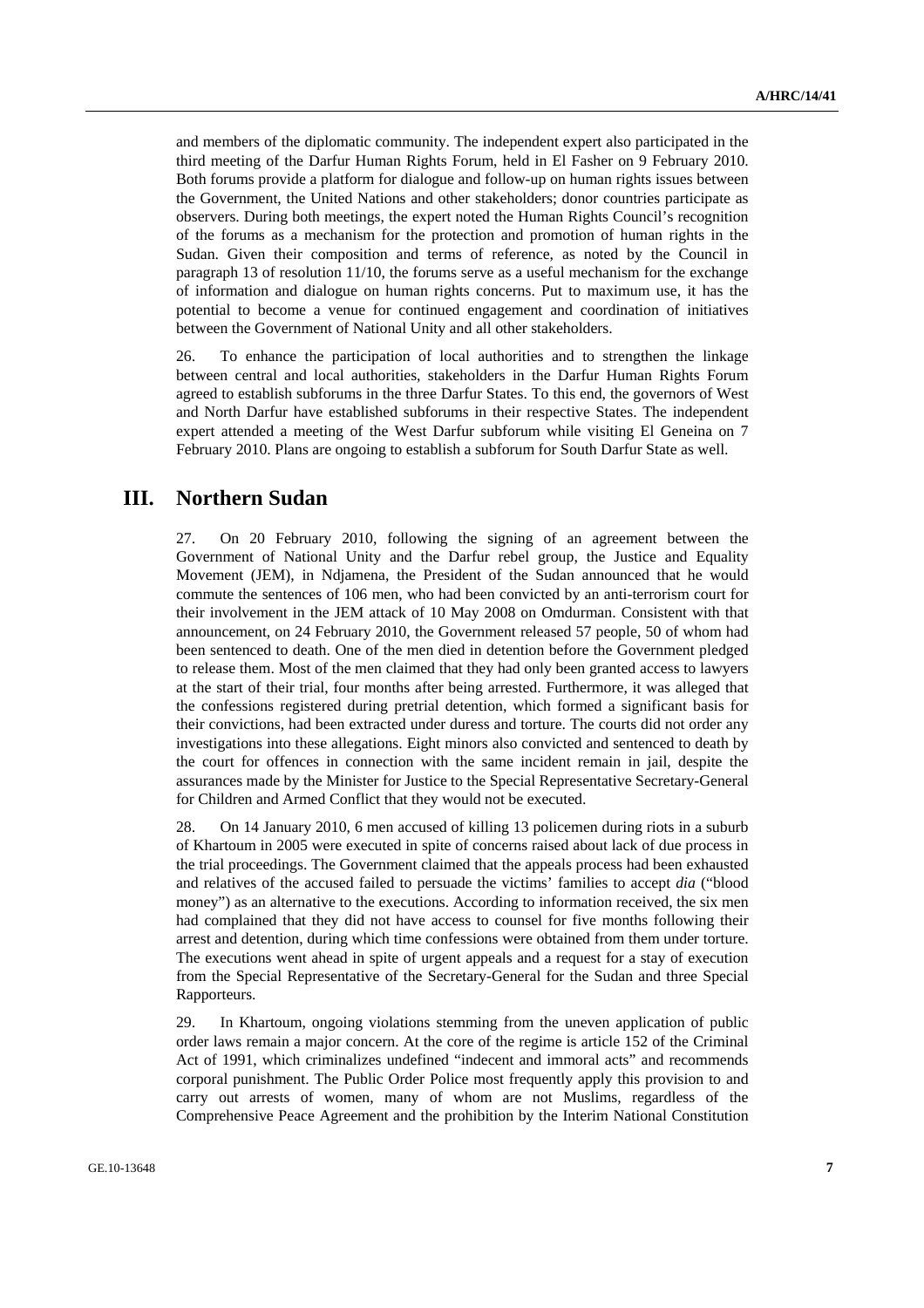and members of the diplomatic community. The independent expert also participated in the third meeting of the Darfur Human Rights Forum, held in El Fasher on 9 February 2010. Both forums provide a platform for dialogue and follow-up on human rights issues between the Government, the United Nations and other stakeholders; donor countries participate as observers. During both meetings, the expert noted the Human Rights Council's recognition of the forums as a mechanism for the protection and promotion of human rights in the Sudan. Given their composition and terms of reference, as noted by the Council in paragraph 13 of resolution 11/10, the forums serve as a useful mechanism for the exchange of information and dialogue on human rights concerns. Put to maximum use, it has the potential to become a venue for continued engagement and coordination of initiatives between the Government of National Unity and all other stakeholders.

26. To enhance the participation of local authorities and to strengthen the linkage between central and local authorities, stakeholders in the Darfur Human Rights Forum agreed to establish subforums in the three Darfur States. To this end, the governors of West and North Darfur have established subforums in their respective States. The independent expert attended a meeting of the West Darfur subforum while visiting El Geneina on 7 February 2010. Plans are ongoing to establish a subforum for South Darfur State as well.

## III. Northern Sudan

27. On 20 February 2010, following the signing of an agreement between the Government of National Unity and the Darfur rebel group, the Justice and Equality Movement (JEM), in Ndjamena, the President of the Sudan announced that he would commute the sentences of 106 men, who had been convicted by an anti-terrorism court for their involvement in the JEM attack of 10 May 2008 on Omdurman. Consistent with that announcement, on 24 February 2010, the Government released 57 people, 50 of whom had been sentenced to death. One of the men died in detention before the Government pledged to release them. Most of the men claimed that they had only been granted access to lawyers at the start of their trial, four months after being arrested. Furthermore, it was alleged that the confessions registered during pretrial detention, which formed a significant basis for their convictions, had been extracted under duress and torture. The courts did not order any investigations into these allegations. Eight minors also convicted and sentenced to death by the court for offences in connection with the same incident remain in jail, despite the assurances made by the Minister for Justice to the Special Representative Secretary-General for Children and Armed Conflict that they would not be executed.

28. On 14 January 2010, 6 men accused of killing 13 policemen during riots in a suburb of Khartoum in 2005 were executed in spite of concerns raised about lack of due process in the trial proceedings. The Government claimed that the appeals process had been exhausted and relatives of the accused failed to persuade the victims' families to accept *dia* ("blood money") as an alternative to the executions. According to information received, the six men had complained that they did not have access to counsel for five months following their arrest and detention, during which time confessions were obtained from them under torture. The executions went ahead in spite of urgent appeals and a request for a stay of execution from the Special Representative of the Secretary-General for the Sudan and three Special Rapporteurs.

29. In Khartoum, ongoing violations stemming from the uneven application of public order laws remain a major concern. At the core of the regime is article 152 of the Criminal Act of 1991, which criminalizes undefined "indecent and immoral acts" and recommends corporal punishment. The Public Order Police most frequently apply this provision to and carry out arrests of women, many of whom are not Muslims, regardless of the Comprehensive Peace Agreement and the prohibition by the Interim National Constitution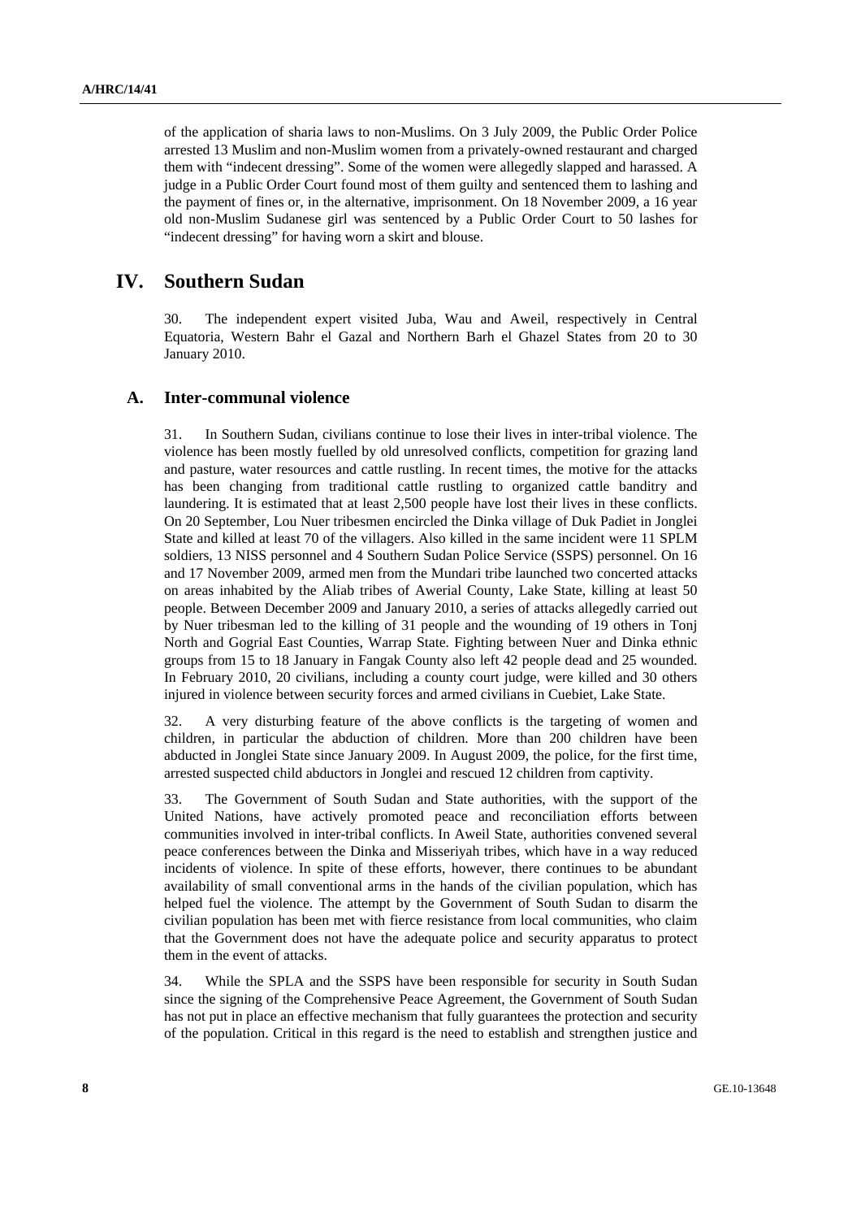of the application of sharia laws to non-Muslims. On 3 July 2009, the Public Order Police arrested 13 Muslim and non-Muslim women from a privately-owned restaurant and charged them with "indecent dressing". Some of the women were allegedly slapped and harassed. A judge in a Public Order Court found most of them guilty and sentenced them to lashing and the payment of fines or, in the alternative, imprisonment. On 18 November 2009, a 16 year old non-Muslim Sudanese girl was sentenced by a Public Order Court to 50 lashes for "indecent dressing" for having worn a skirt and blouse.

# IV. Southern Sudan

30. The independent expert visited Juba, Wau and Aweil, respectively in Central Equatoria, Western Bahr el Gazal and Northern Barh el Ghazel States from 20 to 30 January 2010.

## A. Inter-communal violence

31. In Southern Sudan, civilians continue to lose their lives in inter-tribal violence. The violence has been mostly fuelled by old unresolved conflicts, competition for grazing land and pasture, water resources and cattle rustling. In recent times, the motive for the attacks has been changing from traditional cattle rustling to organized cattle banditry and laundering. It is estimated that at least 2,500 people have lost their lives in these conflicts. On 20 September, Lou Nuer tribesmen encircled the Dinka village of Duk Padiet in Jonglei State and killed at least 70 of the villagers. Also killed in the same incident were 11 SPLM soldiers, 13 NISS personnel and 4 Southern Sudan Police Service (SSPS) personnel. On 16 and 17 November 2009, armed men from the Mundari tribe launched two concerted attacks on areas inhabited by the Aliab tribes of Awerial County, Lake State, killing at least 50 people. Between December 2009 and January 2010, a series of attacks allegedly carried out by Nuer tribesman led to the killing of 31 people and the wounding of 19 others in Tonj North and Gogrial East Counties, Warrap State. Fighting between Nuer and Dinka ethnic groups from 15 to 18 January in Fangak County also left 42 people dead and 25 wounded. In February 2010, 20 civilians, including a county court judge, were killed and 30 others injured in violence between security forces and armed civilians in Cuebiet, Lake State.

32. A very disturbing feature of the above conflicts is the targeting of women and children, in particular the abduction of children. More than 200 children have been abducted in Jonglei State since January 2009. In August 2009, the police, for the first time, arrested suspected child abductors in Jonglei and rescued 12 children from captivity.

33. The Government of South Sudan and State authorities, with the support of the United Nations, have actively promoted peace and reconciliation efforts between communities involved in inter-tribal conflicts. In Aweil State, authorities convened several peace conferences between the Dinka and Misseriyah tribes, which have in a way reduced incidents of violence. In spite of these efforts, however, there continues to be abundant availability of small conventional arms in the hands of the civilian population, which has helped fuel the violence. The attempt by the Government of South Sudan to disarm the civilian population has been met with fierce resistance from local communities, who claim that the Government does not have the adequate police and security apparatus to protect them in the event of attacks.

34. While the SPLA and the SSPS have been responsible for security in South Sudan since the signing of the Comprehensive Peace Agreement, the Government of South Sudan has not put in place an effective mechanism that fully guarantees the protection and security of the population. Critical in this regard is the need to establish and strengthen justice and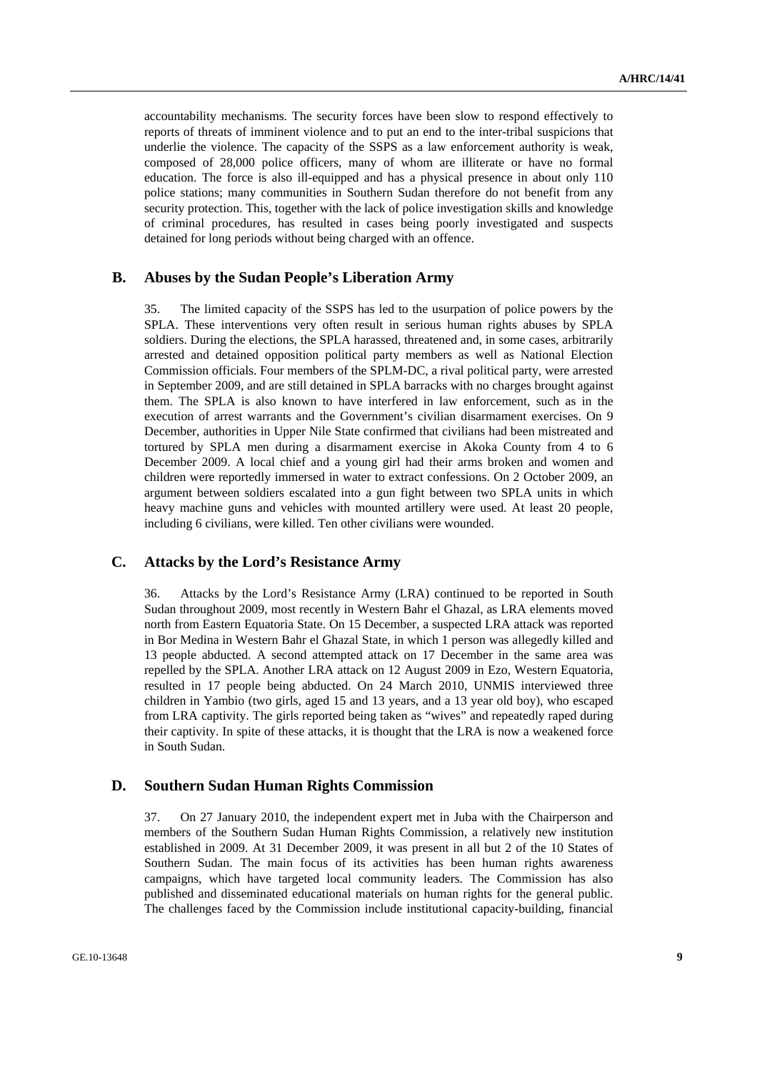accountability mechanisms. The security forces have been slow to respond effectively to reports of threats of imminent violence and to put an end to the inter-tribal suspicions that underlie the violence. The capacity of the SSPS as a law enforcement authority is weak, composed of 28,000 police officers, many of whom are illiterate or have no formal education. The force is also ill-equipped and has a physical presence in about only 110 police stations; many communities in Southern Sudan therefore do not benefit from any security protection. This, together with the lack of police investigation skills and knowledge of criminal procedures, has resulted in cases being poorly investigated and suspects detained for long periods without being charged with an offence.

## B. Abuses by the Sudan People's Liberation Army

35. The limited capacity of the SSPS has led to the usurpation of police powers by the SPLA. These interventions very often result in serious human rights abuses by SPLA soldiers. During the elections, the SPLA harassed, threatened and, in some cases, arbitrarily arrested and detained opposition political party members as well as National Election Commission officials. Four members of the SPLM-DC, a rival political party, were arrested in September 2009, and are still detained in SPLA barracks with no charges brought against them. The SPLA is also known to have interfered in law enforcement, such as in the execution of arrest warrants and the Government's civilian disarmament exercises. On 9 December, authorities in Upper Nile State confirmed that civilians had been mistreated and tortured by SPLA men during a disarmament exercise in Akoka County from 4 to 6 December 2009. A local chief and a young girl had their arms broken and women and children were reportedly immersed in water to extract confessions. On 2 October 2009, an argument between soldiers escalated into a gun fight between two SPLA units in which heavy machine guns and vehicles with mounted artillery were used. At least 20 people, including 6 civilians, were killed. Ten other civilians were wounded.

## C. Attacks by the Lord's Resistance Army

36. Attacks by the Lord's Resistance Army (LRA) continued to be reported in South Sudan throughout 2009, most recently in Western Bahr el Ghazal, as LRA elements moved north from Eastern Equatoria State. On 15 December, a suspected LRA attack was reported in Bor Medina in Western Bahr el Ghazal State, in which 1 person was allegedly killed and 13 people abducted. A second attempted attack on 17 December in the same area was repelled by the SPLA. Another LRA attack on 12 August 2009 in Ezo, Western Equatoria, resulted in 17 people being abducted. On 24 March 2010, UNMIS interviewed three children in Yambio (two girls, aged 15 and 13 years, and a 13 year old boy), who escaped from LRA captivity. The girls reported being taken as "wives" and repeatedly raped during their captivity. In spite of these attacks, it is thought that the LRA is now a weakened force in South Sudan.

## D. Southern Sudan Human Rights Commission

37. On 27 January 2010, the independent expert met in Juba with the Chairperson and members of the Southern Sudan Human Rights Commission, a relatively new institution established in 2009. At 31 December 2009, it was present in all but 2 of the 10 States of Southern Sudan. The main focus of its activities has been human rights awareness campaigns, which have targeted local community leaders. The Commission has also published and disseminated educational materials on human rights for the general public. The challenges faced by the Commission include institutional capacity-building, financial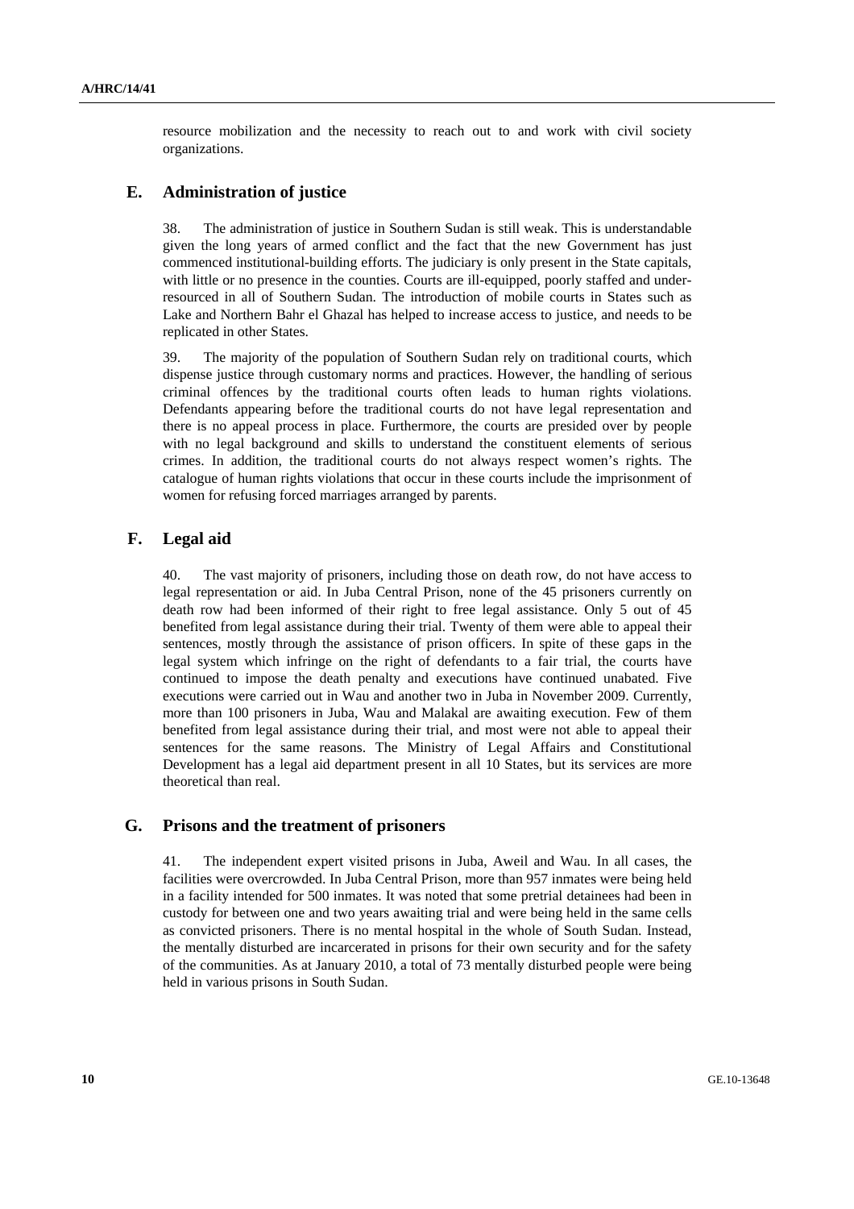resource mobilization and the necessity to reach out to and work with civil society organizations.

## E. Administration of justice

38. The administration of justice in Southern Sudan is still weak. This is understandable given the long years of armed conflict and the fact that the new Government has just commenced institutional-building efforts. The judiciary is only present in the State capitals, with little or no presence in the counties. Courts are ill-equipped, poorly staffed and under-resourced in all of Southern Sudan. The introduction of mobile courts in States such as Lake and Northern Bahr el Ghazal has helped to increase access to justice, and needs to be replicated in other States.

39. The majority of the population of Southern Sudan rely on traditional courts, which dispense justice through customary norms and practices. However, the handling of serious criminal offences by the traditional courts often leads to human rights violations. Defendants appearing before the traditional courts do not have legal representation and there is no appeal process in place. Furthermore, the courts are presided over by people with no legal background and skills to understand the constituent elements of serious crimes. In addition, the traditional courts do not always respect women's rights. The catalogue of human rights violations that occur in these courts include the imprisonment of women for refusing forced marriages arranged by parents.

## F. Legal aid

40. The vast majority of prisoners, including those on death row, do not have access to legal representation or aid. In Juba Central Prison, none of the 45 prisoners currently on death row had been informed of their right to free legal assistance. Only 5 out of 45 benefited from legal assistance during their trial. Twenty of them were able to appeal their sentences, mostly through the assistance of prison officers. In spite of these gaps in the legal system which infringe on the right of defendants to a fair trial, the courts have continued to impose the death penalty and executions have continued unabated. Five executions were carried out in Wau and another two in Juba in November 2009. Currently, more than 100 prisoners in Juba, Wau and Malakal are awaiting execution. Few of them benefited from legal assistance during their trial, and most were not able to appeal their sentences for the same reasons. The Ministry of Legal Affairs and Constitutional Development has a legal aid department present in all 10 States, but its services are more theoretical than real.

## G. Prisons and the treatment of prisoners

41. The independent expert visited prisons in Juba, Aweil and Wau. In all cases, the facilities were overcrowded. In Juba Central Prison, more than 957 inmates were being held in a facility intended for 500 inmates. It was noted that some pretrial detainees had been in custody for between one and two years awaiting trial and were being held in the same cells as convicted prisoners. There is no mental hospital in the whole of South Sudan. Instead, the mentally disturbed are incarcerated in prisons for their own security and for the safety of the communities. As at January 2010, a total of 73 mentally disturbed people were being held in various prisons in South Sudan.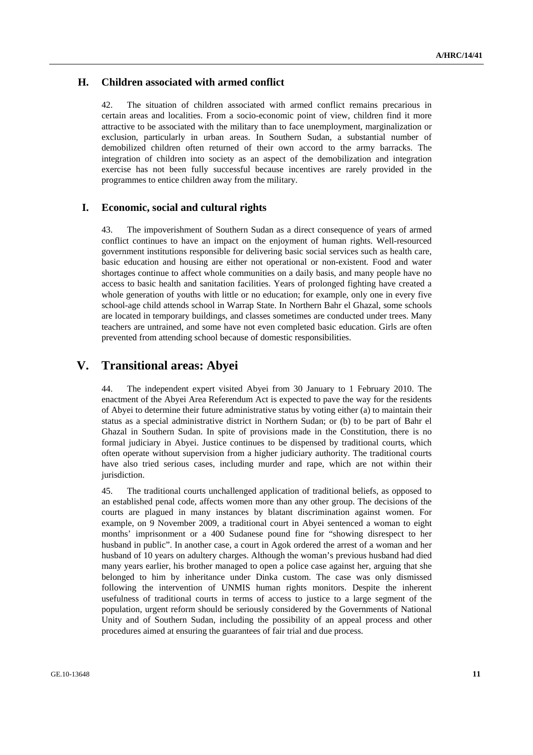### H. Children associated with armed conflict

42. The situation of children associated with armed conflict remains precarious in certain areas and localities. From a socio-economic point of view, children find it more attractive to be associated with the military than to face unemployment, marginalization or exclusion, particularly in urban areas. In Southern Sudan, a substantial number of demobilized children often returned of their own accord to the army barracks. The integration of children into society as an aspect of the demobilization and integration exercise has not been fully successful because incentives are rarely provided in the programmes to entice children away from the military.

### I. Economic, social and cultural rights

43. The impoverishment of Southern Sudan as a direct consequence of years of armed conflict continues to have an impact on the enjoyment of human rights. Well-resourced government institutions responsible for delivering basic social services such as health care, basic education and housing are either not operational or non-existent. Food and water shortages continue to affect whole communities on a daily basis, and many people have no access to basic health and sanitation facilities. Years of prolonged fighting have created a whole generation of youths with little or no education; for example, only one in every five school-age child attends school in Warrap State. In Northern Bahr el Ghazal, some schools are located in temporary buildings, and classes sometimes are conducted under trees. Many teachers are untrained, and some have not even completed basic education. Girls are often prevented from attending school because of domestic responsibilities.

## V. Transitional areas: Abyei

44. The independent expert visited Abyei from 30 January to 1 February 2010. The enactment of the Abyei Area Referendum Act is expected to pave the way for the residents of Abyei to determine their future administrative status by voting either (a) to maintain their status as a special administrative district in Northern Sudan; or (b) to be part of Bahr el Ghazal in Southern Sudan. In spite of provisions made in the Constitution, there is no formal judiciary in Abyei. Justice continues to be dispensed by traditional courts, which often operate without supervision from a higher judiciary authority. The traditional courts have also tried serious cases, including murder and rape, which are not within their jurisdiction.

45. The traditional courts unchallenged application of traditional beliefs, as opposed to an established penal code, affects women more than any other group. The decisions of the courts are plagued in many instances by blatant discrimination against women. For example, on 9 November 2009, a traditional court in Abyei sentenced a woman to eight months' imprisonment or a 400 Sudanese pound fine for "showing disrespect to her husband in public". In another case, a court in Agok ordered the arrest of a woman and her husband of 10 years on adultery charges. Although the woman's previous husband had died many years earlier, his brother managed to open a police case against her, arguing that she belonged to him by inheritance under Dinka custom. The case was only dismissed following the intervention of UNMIS human rights monitors. Despite the inherent usefulness of traditional courts in terms of access to justice to a large segment of the population, urgent reform should be seriously considered by the Governments of National Unity and of Southern Sudan, including the possibility of an appeal process and other procedures aimed at ensuring the guarantees of fair trial and due process.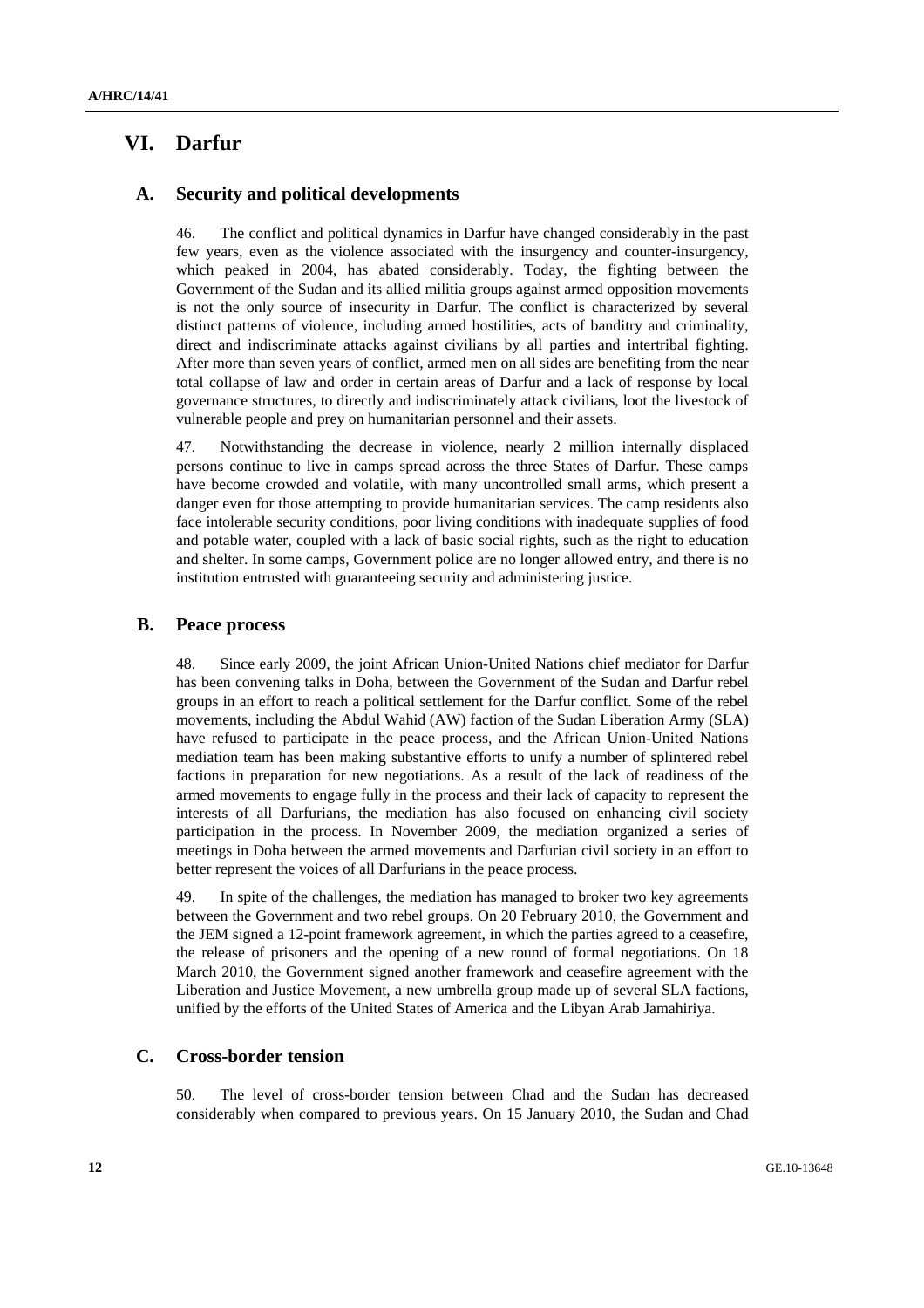# VI. Darfur

## A. Security and political developments

46. The conflict and political dynamics in Darfur have changed considerably in the past few years, even as the violence associated with the insurgency and counter-insurgency, which peaked in 2004, has abated considerably. Today, the fighting between the Government of the Sudan and its allied militia groups against armed opposition movements is not the only source of insecurity in Darfur. The conflict is characterized by several distinct patterns of violence, including armed hostilities, acts of banditry and criminality, direct and indiscriminate attacks against civilians by all parties and intertribal fighting. After more than seven years of conflict, armed men on all sides are benefiting from the near total collapse of law and order in certain areas of Darfur and a lack of response by local governance structures, to directly and indiscriminately attack civilians, loot the livestock of vulnerable people and prey on humanitarian personnel and their assets.

47. Notwithstanding the decrease in violence, nearly 2 million internally displaced persons continue to live in camps spread across the three States of Darfur. These camps have become crowded and volatile, with many uncontrolled small arms, which present a danger even for those attempting to provide humanitarian services. The camp residents also face intolerable security conditions, poor living conditions with inadequate supplies of food and potable water, coupled with a lack of basic social rights, such as the right to education and shelter. In some camps, Government police are no longer allowed entry, and there is no institution entrusted with guaranteeing security and administering justice.

## B. Peace process

48. Since early 2009, the joint African Union-United Nations chief mediator for Darfur has been convening talks in Doha, between the Government of the Sudan and Darfur rebel groups in an effort to reach a political settlement for the Darfur conflict. Some of the rebel movements, including the Abdul Wahid (AW) faction of the Sudan Liberation Army (SLA) have refused to participate in the peace process, and the African Union-United Nations mediation team has been making substantive efforts to unify a number of splintered rebel factions in preparation for new negotiations. As a result of the lack of readiness of the armed movements to engage fully in the process and their lack of capacity to represent the interests of all Darfurians, the mediation has also focused on enhancing civil society participation in the process. In November 2009, the mediation organized a series of meetings in Doha between the armed movements and Darfurian civil society in an effort to better represent the voices of all Darfurians in the peace process.

49. In spite of the challenges, the mediation has managed to broker two key agreements between the Government and two rebel groups. On 20 February 2010, the Government and the JEM signed a 12-point framework agreement, in which the parties agreed to a ceasefire, the release of prisoners and the opening of a new round of formal negotiations. On 18 March 2010, the Government signed another framework and ceasefire agreement with the Liberation and Justice Movement, a new umbrella group made up of several SLA factions, unified by the efforts of the United States of America and the Libyan Arab Jamahiriya.

## C. Cross-border tension

50. The level of cross-border tension between Chad and the Sudan has decreased considerably when compared to previous years. On 15 January 2010, the Sudan and Chad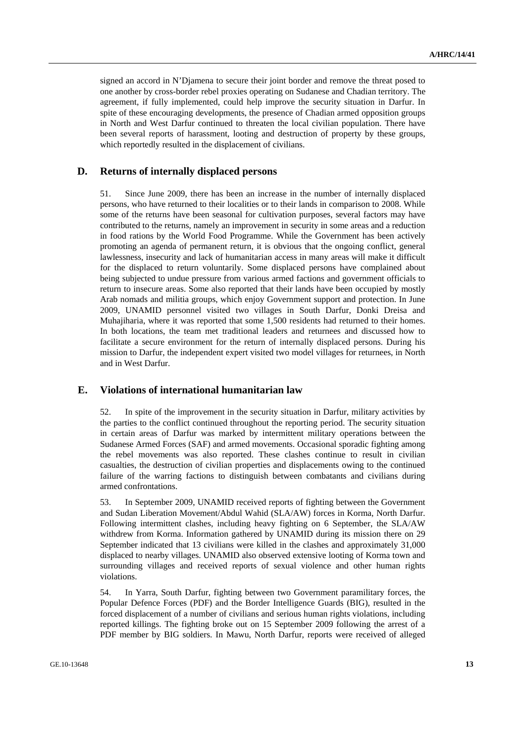signed an accord in N'Djamena to secure their joint border and remove the threat posed to one another by cross-border rebel proxies operating on Sudanese and Chadian territory. The agreement, if fully implemented, could help improve the security situation in Darfur. In spite of these encouraging developments, the presence of Chadian armed opposition groups in North and West Darfur continued to threaten the local civilian population. There have been several reports of harassment, looting and destruction of property by these groups, which reportedly resulted in the displacement of civilians.

## D. Returns of internally displaced persons

51. Since June 2009, there has been an increase in the number of internally displaced persons, who have returned to their localities or to their lands in comparison to 2008. While some of the returns have been seasonal for cultivation purposes, several factors may have contributed to the returns, namely an improvement in security in some areas and a reduction in food rations by the World Food Programme. While the Government has been actively promoting an agenda of permanent return, it is obvious that the ongoing conflict, general lawlessness, insecurity and lack of humanitarian access in many areas will make it difficult for the displaced to return voluntarily. Some displaced persons have complained about being subjected to undue pressure from various armed factions and government officials to return to insecure areas. Some also reported that their lands have been occupied by mostly Arab nomads and militia groups, which enjoy Government support and protection. In June 2009, UNAMID personnel visited two villages in South Darfur, Donki Dreisa and Muhajiharia, where it was reported that some 1,500 residents had returned to their homes. In both locations, the team met traditional leaders and returnees and discussed how to facilitate a secure environment for the return of internally displaced persons. During his mission to Darfur, the independent expert visited two model villages for returnees, in North and in West Darfur.

## E. Violations of international humanitarian law

52. In spite of the improvement in the security situation in Darfur, military activities by the parties to the conflict continued throughout the reporting period. The security situation in certain areas of Darfur was marked by intermittent military operations between the Sudanese Armed Forces (SAF) and armed movements. Occasional sporadic fighting among the rebel movements was also reported. These clashes continue to result in civilian casualties, the destruction of civilian properties and displacements owing to the continued failure of the warring factions to distinguish between combatants and civilians during armed confrontations.

53. In September 2009, UNAMID received reports of fighting between the Government and Sudan Liberation Movement/Abdul Wahid (SLA/AW) forces in Korma, North Darfur. Following intermittent clashes, including heavy fighting on 6 September, the SLA/AW withdrew from Korma. Information gathered by UNAMID during its mission there on 29 September indicated that 13 civilians were killed in the clashes and approximately 31,000 displaced to nearby villages. UNAMID also observed extensive looting of Korma town and surrounding villages and received reports of sexual violence and other human rights violations.

54. In Yarra, South Darfur, fighting between two Government paramilitary forces, the Popular Defence Forces (PDF) and the Border Intelligence Guards (BIG), resulted in the forced displacement of a number of civilians and serious human rights violations, including reported killings. The fighting broke out on 15 September 2009 following the arrest of a PDF member by BIG soldiers. In Mawu, North Darfur, reports were received of alleged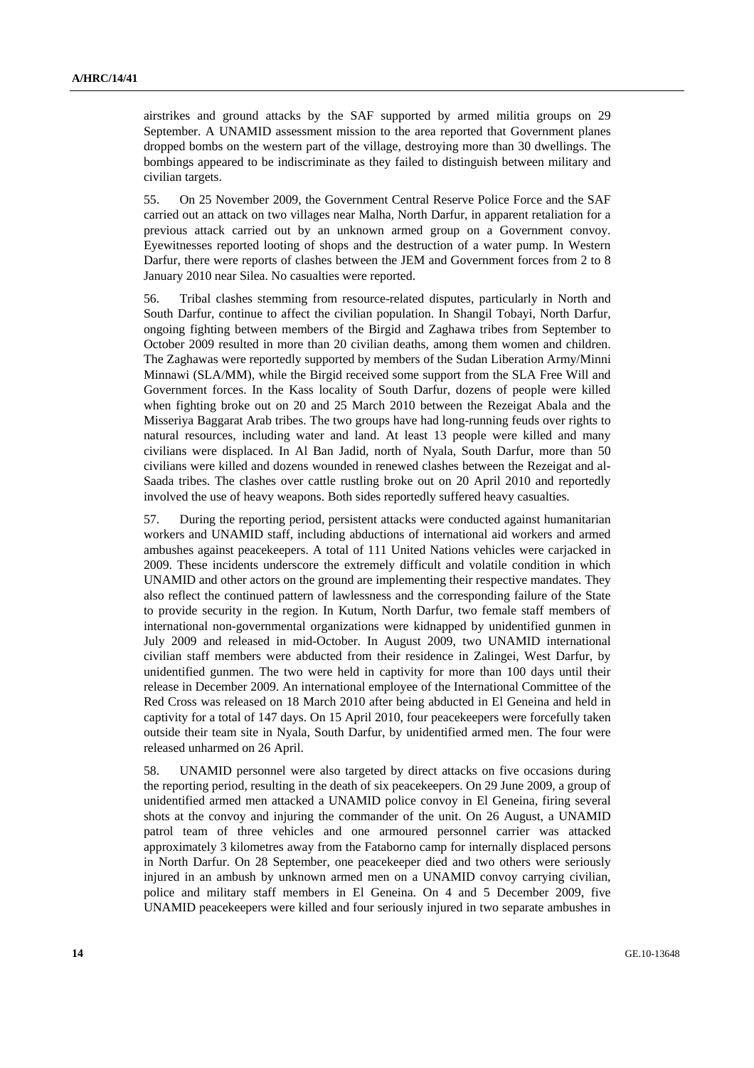airstrikes and ground attacks by the SAF supported by armed militia groups on 29 September. A UNAMID assessment mission to the area reported that Government planes dropped bombs on the western part of the village, destroying more than 30 dwellings. The bombings appeared to be indiscriminate as they failed to distinguish between military and civilian targets.

55. On 25 November 2009, the Government Central Reserve Police Force and the SAF carried out an attack on two villages near Malha, North Darfur, in apparent retaliation for a previous attack carried out by an unknown armed group on a Government convoy. Eyewitnesses reported looting of shops and the destruction of a water pump. In Western Darfur, there were reports of clashes between the JEM and Government forces from 2 to 8 January 2010 near Silea. No casualties were reported.

56. Tribal clashes stemming from resource-related disputes, particularly in North and South Darfur, continue to affect the civilian population. In Shangil Tobayi, North Darfur, ongoing fighting between members of the Birgid and Zaghawa tribes from September to October 2009 resulted in more than 20 civilian deaths, among them women and children. The Zaghawas were reportedly supported by members of the Sudan Liberation Army/Minni Minnawi (SLA/MM), while the Birgid received some support from the SLA Free Will and Government forces. In the Kass locality of South Darfur, dozens of people were killed when fighting broke out on 20 and 25 March 2010 between the Rezeigat Abala and the Misseriya Baggarat Arab tribes. The two groups have had long-running feuds over rights to natural resources, including water and land. At least 13 people were killed and many civilians were displaced. In Al Ban Jadid, north of Nyala, South Darfur, more than 50 civilians were killed and dozens wounded in renewed clashes between the Rezeigat and al-Saada tribes. The clashes over cattle rustling broke out on 20 April 2010 and reportedly involved the use of heavy weapons. Both sides reportedly suffered heavy casualties.

57. During the reporting period, persistent attacks were conducted against humanitarian workers and UNAMID staff, including abductions of international aid workers and armed ambushes against peacekeepers. A total of 111 United Nations vehicles were carjacked in 2009. These incidents underscore the extremely difficult and volatile condition in which UNAMID and other actors on the ground are implementing their respective mandates. They also reflect the continued pattern of lawlessness and the corresponding failure of the State to provide security in the region. In Kutum, North Darfur, two female staff members of international non-governmental organizations were kidnapped by unidentified gunmen in July 2009 and released in mid-October. In August 2009, two UNAMID international civilian staff members were abducted from their residence in Zalingei, West Darfur, by unidentified gunmen. The two were held in captivity for more than 100 days until their release in December 2009. An international employee of the International Committee of the Red Cross was released on 18 March 2010 after being abducted in El Geneina and held in captivity for a total of 147 days. On 15 April 2010, four peacekeepers were forcefully taken outside their team site in Nyala, South Darfur, by unidentified armed men. The four were released unharmed on 26 April.

58. UNAMID personnel were also targeted by direct attacks on five occasions during the reporting period, resulting in the death of six peacekeepers. On 29 June 2009, a group of unidentified armed men attacked a UNAMID police convoy in El Geneina, firing several shots at the convoy and injuring the commander of the unit. On 26 August, a UNAMID patrol team of three vehicles and one armoured personnel carrier was attacked approximately 3 kilometres away from the Fataborno camp for internally displaced persons in North Darfur. On 28 September, one peacekeeper died and two others were seriously injured in an ambush by unknown armed men on a UNAMID convoy carrying civilian, police and military staff members in El Geneina. On 4 and 5 December 2009, five UNAMID peacekeepers were killed and four seriously injured in two separate ambushes in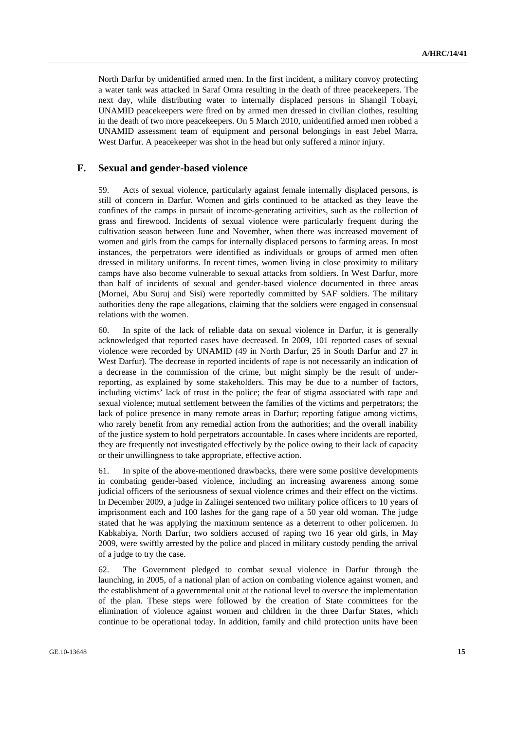North Darfur by unidentified armed men. In the first incident, a military convoy protecting a water tank was attacked in Saraf Omra resulting in the death of three peacekeepers. The next day, while distributing water to internally displaced persons in Shangil Tobayi, UNAMID peacekeepers were fired on by armed men dressed in civilian clothes, resulting in the death of two more peacekeepers. On 5 March 2010, unidentified armed men robbed a UNAMID assessment team of equipment and personal belongings in east Jebel Marra, West Darfur. A peacekeeper was shot in the head but only suffered a minor injury.

## F. Sexual and gender-based violence

59. Acts of sexual violence, particularly against female internally displaced persons, is still of concern in Darfur. Women and girls continued to be attacked as they leave the confines of the camps in pursuit of income-generating activities, such as the collection of grass and firewood. Incidents of sexual violence were particularly frequent during the cultivation season between June and November, when there was increased movement of women and girls from the camps for internally displaced persons to farming areas. In most instances, the perpetrators were identified as individuals or groups of armed men often dressed in military uniforms. In recent times, women living in close proximity to military camps have also become vulnerable to sexual attacks from soldiers. In West Darfur, more than half of incidents of sexual and gender-based violence documented in three areas (Mornei, Abu Suruj and Sisi) were reportedly committed by SAF soldiers. The military authorities deny the rape allegations, claiming that the soldiers were engaged in consensual relations with the women.

60. In spite of the lack of reliable data on sexual violence in Darfur, it is generally acknowledged that reported cases have decreased. In 2009, 101 reported cases of sexual violence were recorded by UNAMID (49 in North Darfur, 25 in South Darfur and 27 in West Darfur). The decrease in reported incidents of rape is not necessarily an indication of a decrease in the commission of the crime, but might simply be the result of under-reporting, as explained by some stakeholders. This may be due to a number of factors, including victims' lack of trust in the police; the fear of stigma associated with rape and sexual violence; mutual settlement between the families of the victims and perpetrators; the lack of police presence in many remote areas in Darfur; reporting fatigue among victims, who rarely benefit from any remedial action from the authorities; and the overall inability of the justice system to hold perpetrators accountable. In cases where incidents are reported, they are frequently not investigated effectively by the police owing to their lack of capacity or their unwillingness to take appropriate, effective action.

61. In spite of the above-mentioned drawbacks, there were some positive developments in combating gender-based violence, including an increasing awareness among some judicial officers of the seriousness of sexual violence crimes and their effect on the victims. In December 2009, a judge in Zalingei sentenced two military police officers to 10 years of imprisonment each and 100 lashes for the gang rape of a 50 year old woman. The judge stated that he was applying the maximum sentence as a deterrent to other policemen. In Kabkabiya, North Darfur, two soldiers accused of raping two 16 year old girls, in May 2009, were swiftly arrested by the police and placed in military custody pending the arrival of a judge to try the case.

62. The Government pledged to combat sexual violence in Darfur through the launching, in 2005, of a national plan of action on combating violence against women, and the establishment of a governmental unit at the national level to oversee the implementation of the plan. These steps were followed by the creation of State committees for the elimination of violence against women and children in the three Darfur States, which continue to be operational today. In addition, family and child protection units have been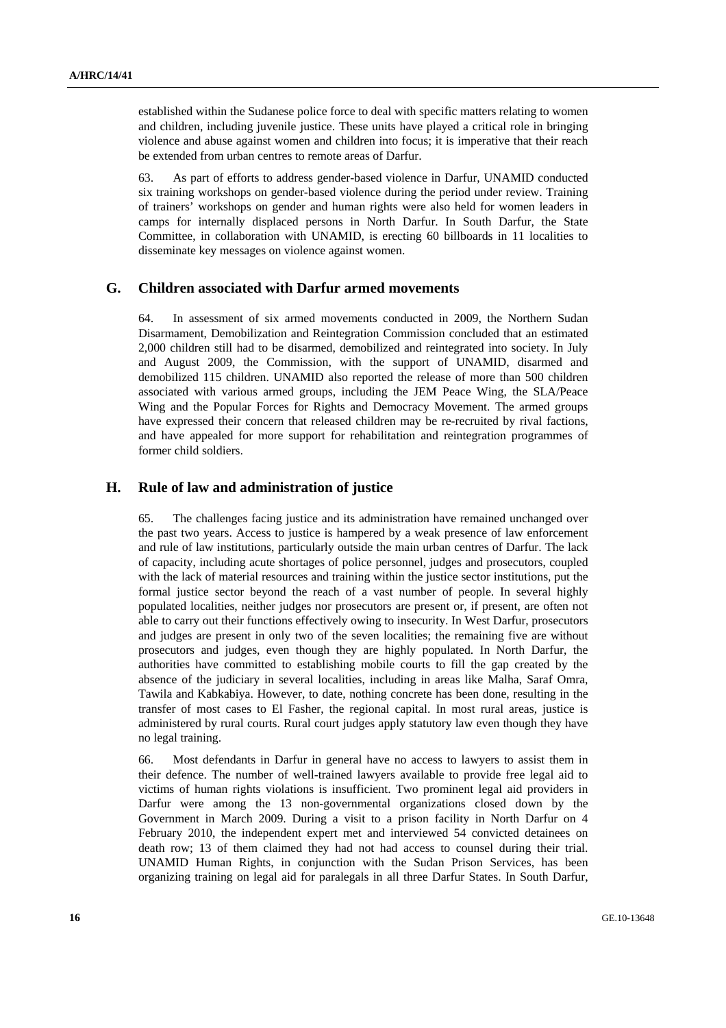established within the Sudanese police force to deal with specific matters relating to women and children, including juvenile justice. These units have played a critical role in bringing violence and abuse against women and children into focus; it is imperative that their reach be extended from urban centres to remote areas of Darfur.

63. As part of efforts to address gender-based violence in Darfur, UNAMID conducted six training workshops on gender-based violence during the period under review. Training of trainers' workshops on gender and human rights were also held for women leaders in camps for internally displaced persons in North Darfur. In South Darfur, the State Committee, in collaboration with UNAMID, is erecting 60 billboards in 11 localities to disseminate key messages on violence against women.

## G. Children associated with Darfur armed movements

64. In assessment of six armed movements conducted in 2009, the Northern Sudan Disarmament, Demobilization and Reintegration Commission concluded that an estimated 2,000 children still had to be disarmed, demobilized and reintegrated into society. In July and August 2009, the Commission, with the support of UNAMID, disarmed and demobilized 115 children. UNAMID also reported the release of more than 500 children associated with various armed groups, including the JEM Peace Wing, the SLA/Peace Wing and the Popular Forces for Rights and Democracy Movement. The armed groups have expressed their concern that released children may be re-recruited by rival factions, and have appealed for more support for rehabilitation and reintegration programmes of former child soldiers.

## H. Rule of law and administration of justice

65. The challenges facing justice and its administration have remained unchanged over the past two years. Access to justice is hampered by a weak presence of law enforcement and rule of law institutions, particularly outside the main urban centres of Darfur. The lack of capacity, including acute shortages of police personnel, judges and prosecutors, coupled with the lack of material resources and training within the justice sector institutions, put the formal justice sector beyond the reach of a vast number of people. In several highly populated localities, neither judges nor prosecutors are present or, if present, are often not able to carry out their functions effectively owing to insecurity. In West Darfur, prosecutors and judges are present in only two of the seven localities; the remaining five are without prosecutors and judges, even though they are highly populated. In North Darfur, the authorities have committed to establishing mobile courts to fill the gap created by the absence of the judiciary in several localities, including in areas like Malha, Saraf Omra, Tawila and Kabkabiya. However, to date, nothing concrete has been done, resulting in the transfer of most cases to El Fasher, the regional capital. In most rural areas, justice is administered by rural courts. Rural court judges apply statutory law even though they have no legal training.

66. Most defendants in Darfur in general have no access to lawyers to assist them in their defence. The number of well-trained lawyers available to provide free legal aid to victims of human rights violations is insufficient. Two prominent legal aid providers in Darfur were among the 13 non-governmental organizations closed down by the Government in March 2009. During a visit to a prison facility in North Darfur on 4 February 2010, the independent expert met and interviewed 54 convicted detainees on death row; 13 of them claimed they had not had access to counsel during their trial. UNAMID Human Rights, in conjunction with the Sudan Prison Services, has been organizing training on legal aid for paralegals in all three Darfur States. In South Darfur,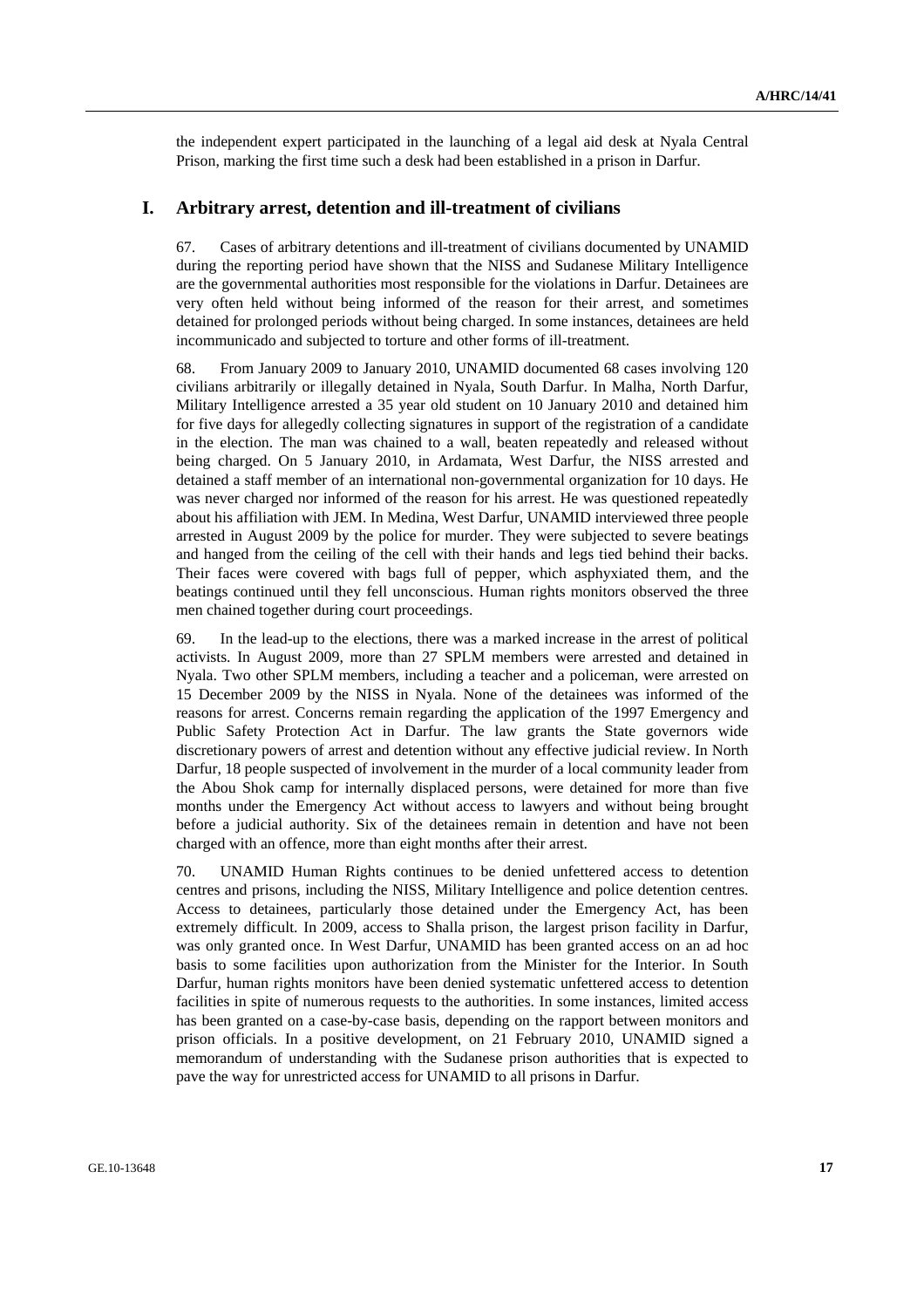the independent expert participated in the launching of a legal aid desk at Nyala Central Prison, marking the first time such a desk had been established in a prison in Darfur.

## I. Arbitrary arrest, detention and ill-treatment of civilians

67. Cases of arbitrary detentions and ill-treatment of civilians documented by UNAMID during the reporting period have shown that the NISS and Sudanese Military Intelligence are the governmental authorities most responsible for the violations in Darfur. Detainees are very often held without being informed of the reason for their arrest, and sometimes detained for prolonged periods without being charged. In some instances, detainees are held incommunicado and subjected to torture and other forms of ill-treatment.

68. From January 2009 to January 2010, UNAMID documented 68 cases involving 120 civilians arbitrarily or illegally detained in Nyala, South Darfur. In Malha, North Darfur, Military Intelligence arrested a 35 year old student on 10 January 2010 and detained him for five days for allegedly collecting signatures in support of the registration of a candidate in the election. The man was chained to a wall, beaten repeatedly and released without being charged. On 5 January 2010, in Ardamata, West Darfur, the NISS arrested and detained a staff member of an international non-governmental organization for 10 days. He was never charged nor informed of the reason for his arrest. He was questioned repeatedly about his affiliation with JEM. In Medina, West Darfur, UNAMID interviewed three people arrested in August 2009 by the police for murder. They were subjected to severe beatings and hanged from the ceiling of the cell with their hands and legs tied behind their backs. Their faces were covered with bags full of pepper, which asphyxiated them, and the beatings continued until they fell unconscious. Human rights monitors observed the three men chained together during court proceedings.

69. In the lead-up to the elections, there was a marked increase in the arrest of political activists. In August 2009, more than 27 SPLM members were arrested and detained in Nyala. Two other SPLM members, including a teacher and a policeman, were arrested on 15 December 2009 by the NISS in Nyala. None of the detainees was informed of the reasons for arrest. Concerns remain regarding the application of the 1997 Emergency and Public Safety Protection Act in Darfur. The law grants the State governors wide discretionary powers of arrest and detention without any effective judicial review. In North Darfur, 18 people suspected of involvement in the murder of a local community leader from the Abou Shok camp for internally displaced persons, were detained for more than five months under the Emergency Act without access to lawyers and without being brought before a judicial authority. Six of the detainees remain in detention and have not been charged with an offence, more than eight months after their arrest.

70. UNAMID Human Rights continues to be denied unfettered access to detention centres and prisons, including the NISS, Military Intelligence and police detention centres. Access to detainees, particularly those detained under the Emergency Act, has been extremely difficult. In 2009, access to Shalla prison, the largest prison facility in Darfur, was only granted once. In West Darfur, UNAMID has been granted access on an ad hoc basis to some facilities upon authorization from the Minister for the Interior. In South Darfur, human rights monitors have been denied systematic unfettered access to detention facilities in spite of numerous requests to the authorities. In some instances, limited access has been granted on a case-by-case basis, depending on the rapport between monitors and prison officials. In a positive development, on 21 February 2010, UNAMID signed a memorandum of understanding with the Sudanese prison authorities that is expected to pave the way for unrestricted access for UNAMID to all prisons in Darfur.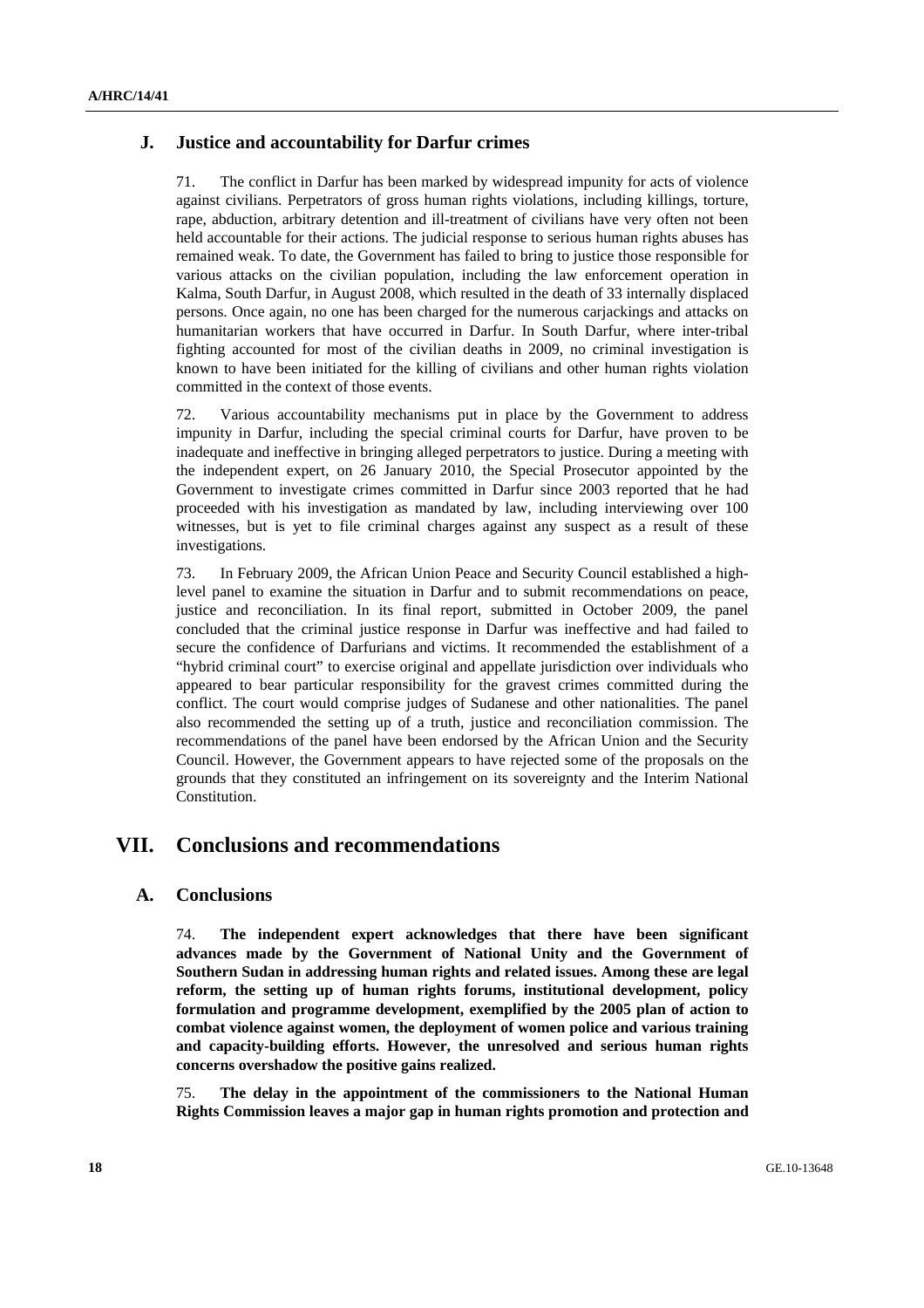### J. Justice and accountability for Darfur crimes

71. The conflict in Darfur has been marked by widespread impunity for acts of violence against civilians. Perpetrators of gross human rights violations, including killings, torture, rape, abduction, arbitrary detention and ill-treatment of civilians have very often not been held accountable for their actions. The judicial response to serious human rights abuses has remained weak. To date, the Government has failed to bring to justice those responsible for various attacks on the civilian population, including the law enforcement operation in Kalma, South Darfur, in August 2008, which resulted in the death of 33 internally displaced persons. Once again, no one has been charged for the numerous carjackings and attacks on humanitarian workers that have occurred in Darfur. In South Darfur, where inter-tribal fighting accounted for most of the civilian deaths in 2009, no criminal investigation is known to have been initiated for the killing of civilians and other human rights violation committed in the context of those events.

72. Various accountability mechanisms put in place by the Government to address impunity in Darfur, including the special criminal courts for Darfur, have proven to be inadequate and ineffective in bringing alleged perpetrators to justice. During a meeting with the independent expert, on 26 January 2010, the Special Prosecutor appointed by the Government to investigate crimes committed in Darfur since 2003 reported that he had proceeded with his investigation as mandated by law, including interviewing over 100 witnesses, but is yet to file criminal charges against any suspect as a result of these investigations.

73. In February 2009, the African Union Peace and Security Council established a high-level panel to examine the situation in Darfur and to submit recommendations on peace, justice and reconciliation. In its final report, submitted in October 2009, the panel concluded that the criminal justice response in Darfur was ineffective and had failed to secure the confidence of Darfurians and victims. It recommended the establishment of a "hybrid criminal court" to exercise original and appellate jurisdiction over individuals who appeared to bear particular responsibility for the gravest crimes committed during the conflict. The court would comprise judges of Sudanese and other nationalities. The panel also recommended the setting up of a truth, justice and reconciliation commission. The recommendations of the panel have been endorsed by the African Union and the Security Council. However, the Government appears to have rejected some of the proposals on the grounds that they constituted an infringement on its sovereignty and the Interim National Constitution.

## VII. Conclusions and recommendations

### A. Conclusions

74. **The independent expert acknowledges that there have been significant advances made by the Government of National Unity and the Government of Southern Sudan in addressing human rights and related issues. Among these are legal reform, the setting up of human rights forums, institutional development, policy formulation and programme development, exemplified by the 2005 plan of action to combat violence against women, the deployment of women police and various training and capacity-building efforts. However, the unresolved and serious human rights concerns overshadow the positive gains realized.**

75. **The delay in the appointment of the commissioners to the National Human Rights Commission leaves a major gap in human rights promotion and protection and**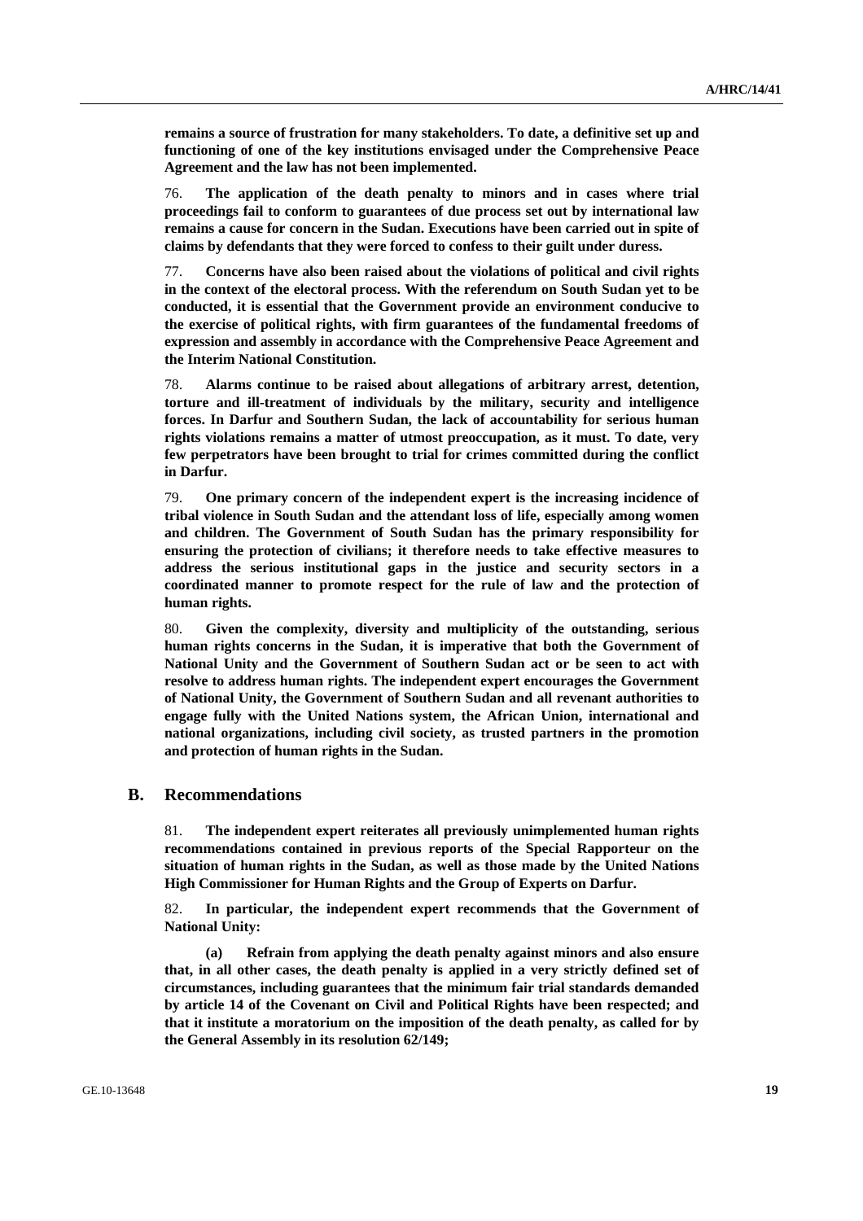**remains a source of frustration for many stakeholders. To date, a definitive set up and functioning of one of the key institutions envisaged under the Comprehensive Peace Agreement and the law has not been implemented.**

76. **The application of the death penalty to minors and in cases where trial proceedings fail to conform to guarantees of due process set out by international law remains a cause for concern in the Sudan. Executions have been carried out in spite of claims by defendants that they were forced to confess to their guilt under duress.**

77. **Concerns have also been raised about the violations of political and civil rights in the context of the electoral process. With the referendum on South Sudan yet to be conducted, it is essential that the Government provide an environment conducive to the exercise of political rights, with firm guarantees of the fundamental freedoms of expression and assembly in accordance with the Comprehensive Peace Agreement and the Interim National Constitution.**

78. **Alarms continue to be raised about allegations of arbitrary arrest, detention, torture and ill-treatment of individuals by the military, security and intelligence forces. In Darfur and Southern Sudan, the lack of accountability for serious human rights violations remains a matter of utmost preoccupation, as it must. To date, very few perpetrators have been brought to trial for crimes committed during the conflict in Darfur.**

79. **One primary concern of the independent expert is the increasing incidence of tribal violence in South Sudan and the attendant loss of life, especially among women and children. The Government of South Sudan has the primary responsibility for ensuring the protection of civilians; it therefore needs to take effective measures to address the serious institutional gaps in the justice and security sectors in a coordinated manner to promote respect for the rule of law and the protection of human rights.**

80. **Given the complexity, diversity and multiplicity of the outstanding, serious human rights concerns in the Sudan, it is imperative that both the Government of National Unity and the Government of Southern Sudan act or be seen to act with resolve to address human rights. The independent expert encourages the Government of National Unity, the Government of Southern Sudan and all revenant authorities to engage fully with the United Nations system, the African Union, international and national organizations, including civil society, as trusted partners in the promotion and protection of human rights in the Sudan.**

## B. Recommendations

81. **The independent expert reiterates all previously unimplemented human rights recommendations contained in previous reports of the Special Rapporteur on the situation of human rights in the Sudan, as well as those made by the United Nations High Commissioner for Human Rights and the Group of Experts on Darfur.**

82. **In particular, the independent expert recommends that the Government of National Unity:**

**(a) Refrain from applying the death penalty against minors and also ensure that, in all other cases, the death penalty is applied in a very strictly defined set of circumstances, including guarantees that the minimum fair trial standards demanded by article 14 of the Covenant on Civil and Political Rights have been respected; and that it institute a moratorium on the imposition of the death penalty, as called for by the General Assembly in its resolution 62/149;**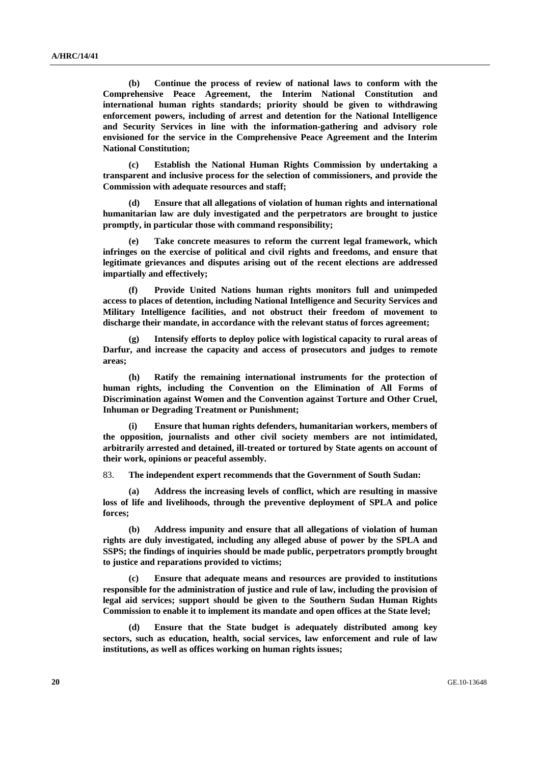**(b) Continue the process of review of national laws to conform with the Comprehensive Peace Agreement, the Interim National Constitution and international human rights standards; priority should be given to withdrawing enforcement powers, including of arrest and detention for the National Intelligence and Security Services in line with the information-gathering and advisory role envisioned for the service in the Comprehensive Peace Agreement and the Interim National Constitution;**

**(c) Establish the National Human Rights Commission by undertaking a transparent and inclusive process for the selection of commissioners, and provide the Commission with adequate resources and staff;**

**(d) Ensure that all allegations of violation of human rights and international humanitarian law are duly investigated and the perpetrators are brought to justice promptly, in particular those with command responsibility;**

**(e) Take concrete measures to reform the current legal framework, which infringes on the exercise of political and civil rights and freedoms, and ensure that legitimate grievances and disputes arising out of the recent elections are addressed impartially and effectively;**

**(f) Provide United Nations human rights monitors full and unimpeded access to places of detention, including National Intelligence and Security Services and Military Intelligence facilities, and not obstruct their freedom of movement to discharge their mandate, in accordance with the relevant status of forces agreement;**

**(g) Intensify efforts to deploy police with logistical capacity to rural areas of Darfur, and increase the capacity and access of prosecutors and judges to remote areas;**

**(h) Ratify the remaining international instruments for the protection of human rights, including the Convention on the Elimination of All Forms of Discrimination against Women and the Convention against Torture and Other Cruel, Inhuman or Degrading Treatment or Punishment;**

**(i) Ensure that human rights defenders, humanitarian workers, members of the opposition, journalists and other civil society members are not intimidated, arbitrarily arrested and detained, ill-treated or tortured by State agents on account of their work, opinions or peaceful assembly.**

83. **The independent expert recommends that the Government of South Sudan:**

**(a) Address the increasing levels of conflict, which are resulting in massive loss of life and livelihoods, through the preventive deployment of SPLA and police forces;**

**(b) Address impunity and ensure that all allegations of violation of human rights are duly investigated, including any alleged abuse of power by the SPLA and SSPS; the findings of inquiries should be made public, perpetrators promptly brought to justice and reparations provided to victims;**

**(c) Ensure that adequate means and resources are provided to institutions responsible for the administration of justice and rule of law, including the provision of legal aid services; support should be given to the Southern Sudan Human Rights Commission to enable it to implement its mandate and open offices at the State level;**

**(d) Ensure that the State budget is adequately distributed among key sectors, such as education, health, social services, law enforcement and rule of law institutions, as well as offices working on human rights issues;**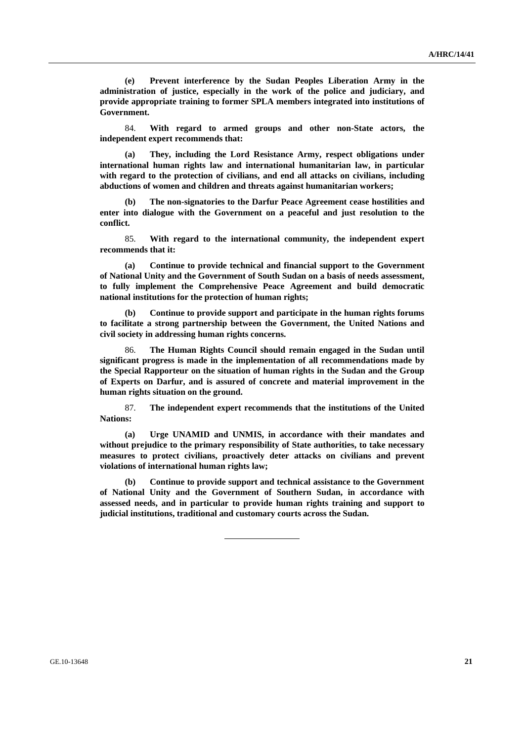**(e) Prevent interference by the Sudan Peoples Liberation Army in the administration of justice, especially in the work of the police and judiciary, and provide appropriate training to former SPLA members integrated into institutions of Government.**

84. **With regard to armed groups and other non-State actors, the independent expert recommends that:**

**(a) They, including the Lord Resistance Army, respect obligations under international human rights law and international humanitarian law, in particular with regard to the protection of civilians, and end all attacks on civilians, including abductions of women and children and threats against humanitarian workers;**

**(b) The non-signatories to the Darfur Peace Agreement cease hostilities and enter into dialogue with the Government on a peaceful and just resolution to the conflict.**

85. **With regard to the international community, the independent expert recommends that it:**

**(a) Continue to provide technical and financial support to the Government of National Unity and the Government of South Sudan on a basis of needs assessment, to fully implement the Comprehensive Peace Agreement and build democratic national institutions for the protection of human rights;**

**(b) Continue to provide support and participate in the human rights forums to facilitate a strong partnership between the Government, the United Nations and civil society in addressing human rights concerns.**

86. **The Human Rights Council should remain engaged in the Sudan until significant progress is made in the implementation of all recommendations made by the Special Rapporteur on the situation of human rights in the Sudan and the Group of Experts on Darfur, and is assured of concrete and material improvement in the human rights situation on the ground.**

87. **The independent expert recommends that the institutions of the United Nations:**

**(a) Urge UNAMID and UNMIS, in accordance with their mandates and without prejudice to the primary responsibility of State authorities, to take necessary measures to protect civilians, proactively deter attacks on civilians and prevent violations of international human rights law;**

**(b) Continue to provide support and technical assistance to the Government of National Unity and the Government of Southern Sudan, in accordance with assessed needs, and in particular to provide human rights training and support to judicial institutions, traditional and customary courts across the Sudan.**